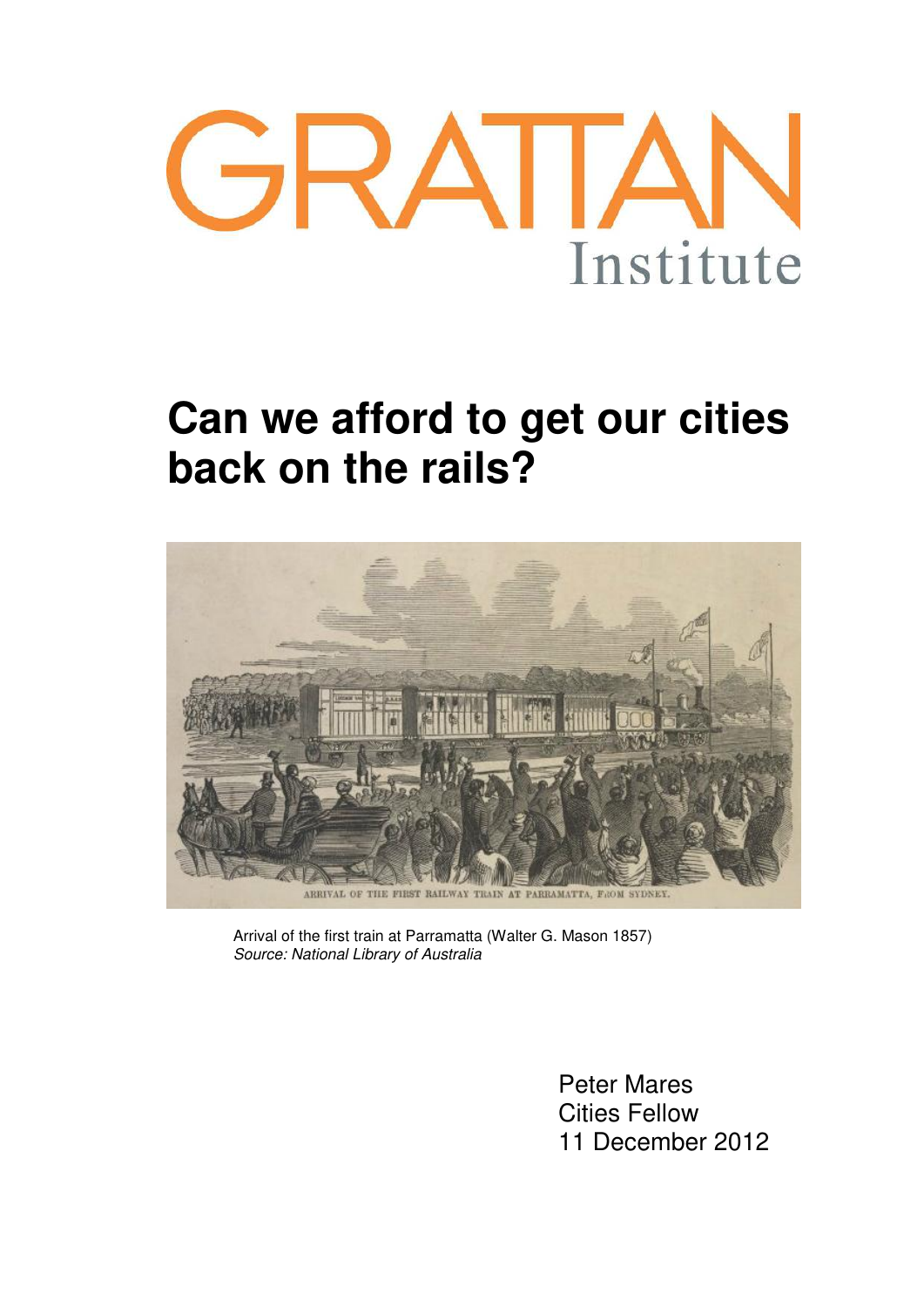GRATTAN Institute

# Can we afford to get our cities back on the rails?

Arrival of the first train at Parramatta (Walter G. Mason 1857)
*Source: National Library of Australia*

Peter Mares
Cities Fellow
11 December 2012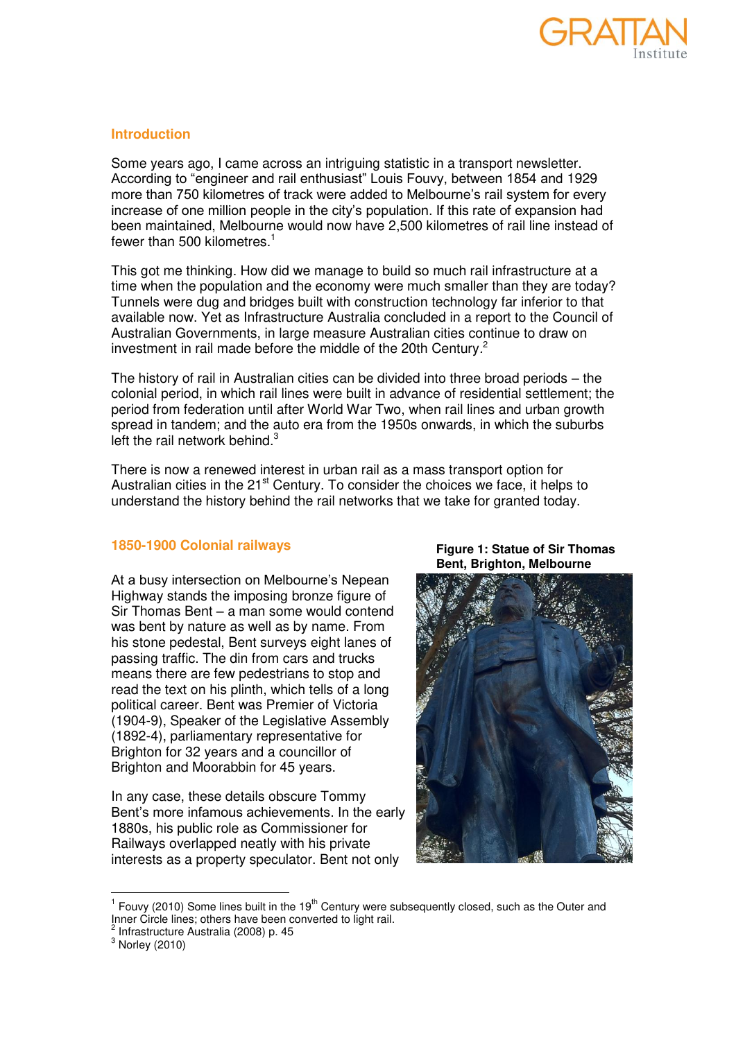## Introduction

Some years ago, I came across an intriguing statistic in a transport newsletter. According to "engineer and rail enthusiast" Louis Fouvy, between 1854 and 1929 more than 750 kilometres of track were added to Melbourne's rail system for every increase of one million people in the city's population. If this rate of expansion had been maintained, Melbourne would now have 2,500 kilometres of rail line instead of fewer than 500 kilometres.[1]

This got me thinking. How did we manage to build so much rail infrastructure at a time when the population and the economy were much smaller than they are today? Tunnels were dug and bridges built with construction technology far inferior to that available now. Yet as Infrastructure Australia concluded in a report to the Council of Australian Governments, in large measure Australian cities continue to draw on investment in rail made before the middle of the 20th Century.[2]

The history of rail in Australian cities can be divided into three broad periods – the colonial period, in which rail lines were built in advance of residential settlement; the period from federation until after World War Two, when rail lines and urban growth spread in tandem; and the auto era from the 1950s onwards, in which the suburbs left the rail network behind.[3]

There is now a renewed interest in urban rail as a mass transport option for Australian cities in the 21st Century. To consider the choices we face, it helps to understand the history behind the rail networks that we take for granted today.

## 1850-1900 Colonial railways

At a busy intersection on Melbourne's Nepean Highway stands the imposing bronze figure of Sir Thomas Bent – a man some would contend was bent by nature as well as by name. From his stone pedestal, Bent surveys eight lanes of passing traffic. The din from cars and trucks means there are few pedestrians to stop and read the text on his plinth, which tells of a long political career. Bent was Premier of Victoria (1904-9), Speaker of the Legislative Assembly (1892-4), parliamentary representative for Brighton for 32 years and a councillor of Brighton and Moorabbin for 45 years.

In any case, these details obscure Tommy Bent's more infamous achievements. In the early 1880s, his public role as Commissioner for Railways overlapped neatly with his private interests as a property speculator. Bent not only

**Figure 1: Statue of Sir Thomas Bent, Brighton, Melbourne**

---

[1] Fouvy (2010) Some lines built in the 19th Century were subsequently closed, such as the Outer and Inner Circle lines; others have been converted to light rail.

[2] Infrastructure Australia (2008) p. 45

[3] Norley (2010)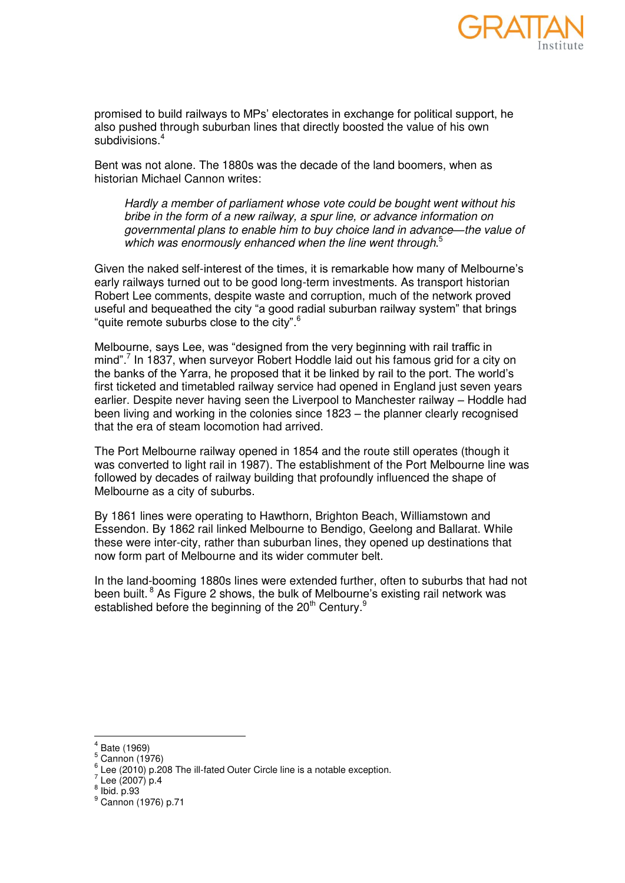promised to build railways to MPs' electorates in exchange for political support, he also pushed through suburban lines that directly boosted the value of his own subdivisions.[4]

Bent was not alone. The 1880s was the decade of the land boomers, when as historian Michael Cannon writes:

> *Hardly a member of parliament whose vote could be bought went without his bribe in the form of a new railway, a spur line, or advance information on governmental plans to enable him to buy choice land in advance—the value of which was enormously enhanced when the line went through.*[5]

Given the naked self-interest of the times, it is remarkable how many of Melbourne's early railways turned out to be good long-term investments. As transport historian Robert Lee comments, despite waste and corruption, much of the network proved useful and bequeathed the city "a good radial suburban railway system" that brings "quite remote suburbs close to the city".[6]

Melbourne, says Lee, was "designed from the very beginning with rail traffic in mind".[7] In 1837, when surveyor Robert Hoddle laid out his famous grid for a city on the banks of the Yarra, he proposed that it be linked by rail to the port. The world's first ticketed and timetabled railway service had opened in England just seven years earlier. Despite never having seen the Liverpool to Manchester railway – Hoddle had been living and working in the colonies since 1823 – the planner clearly recognised that the era of steam locomotion had arrived.

The Port Melbourne railway opened in 1854 and the route still operates (though it was converted to light rail in 1987). The establishment of the Port Melbourne line was followed by decades of railway building that profoundly influenced the shape of Melbourne as a city of suburbs.

By 1861 lines were operating to Hawthorn, Brighton Beach, Williamstown and Essendon. By 1862 rail linked Melbourne to Bendigo, Geelong and Ballarat. While these were inter-city, rather than suburban lines, they opened up destinations that now form part of Melbourne and its wider commuter belt.

In the land-booming 1880s lines were extended further, often to suburbs that had not been built.[8] As Figure 2 shows, the bulk of Melbourne's existing rail network was established before the beginning of the 20th Century.[9]

---

[4] Bate (1969)
[5] Cannon (1976)
[6] Lee (2010) p.208 The ill-fated Outer Circle line is a notable exception.
[7] Lee (2007) p.4
[8] Ibid. p.93
[9] Cannon (1976) p.71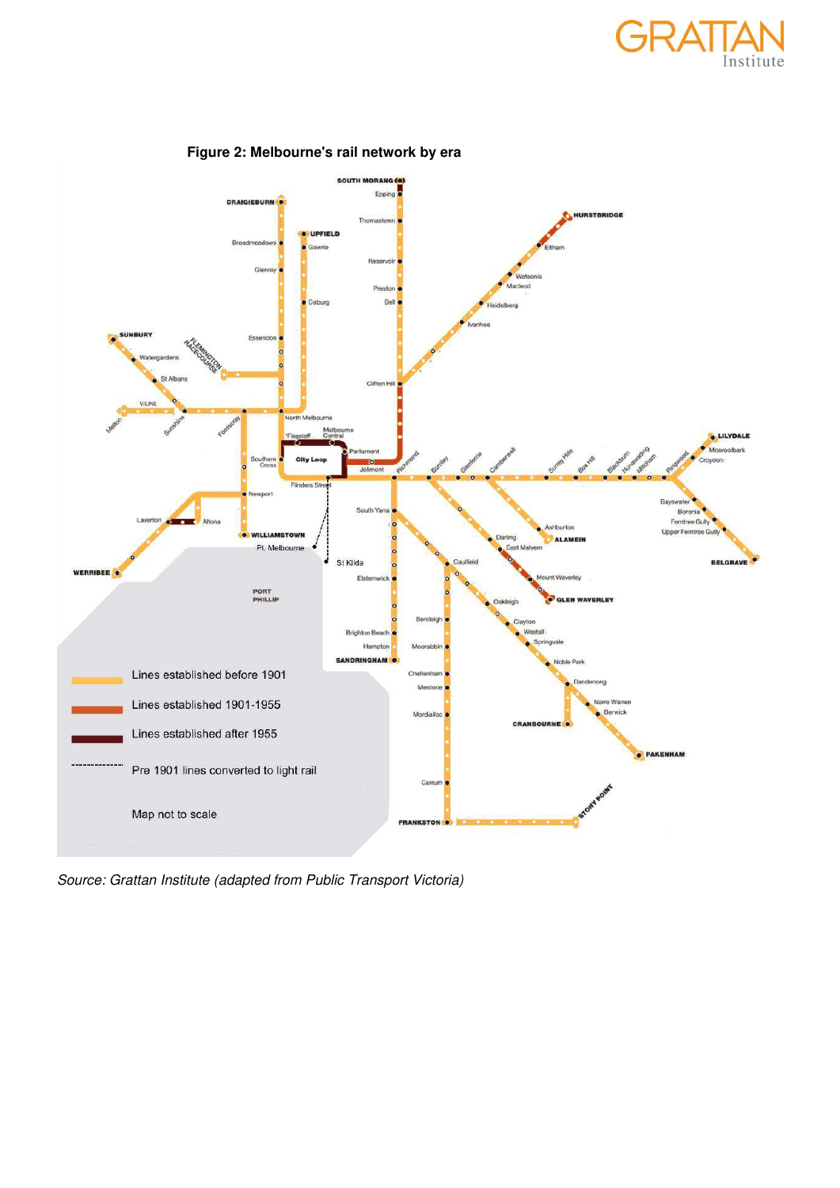**Figure 2: Melbourne's rail network by era**

*Source: Grattan Institute (adapted from Public Transport Victoria)*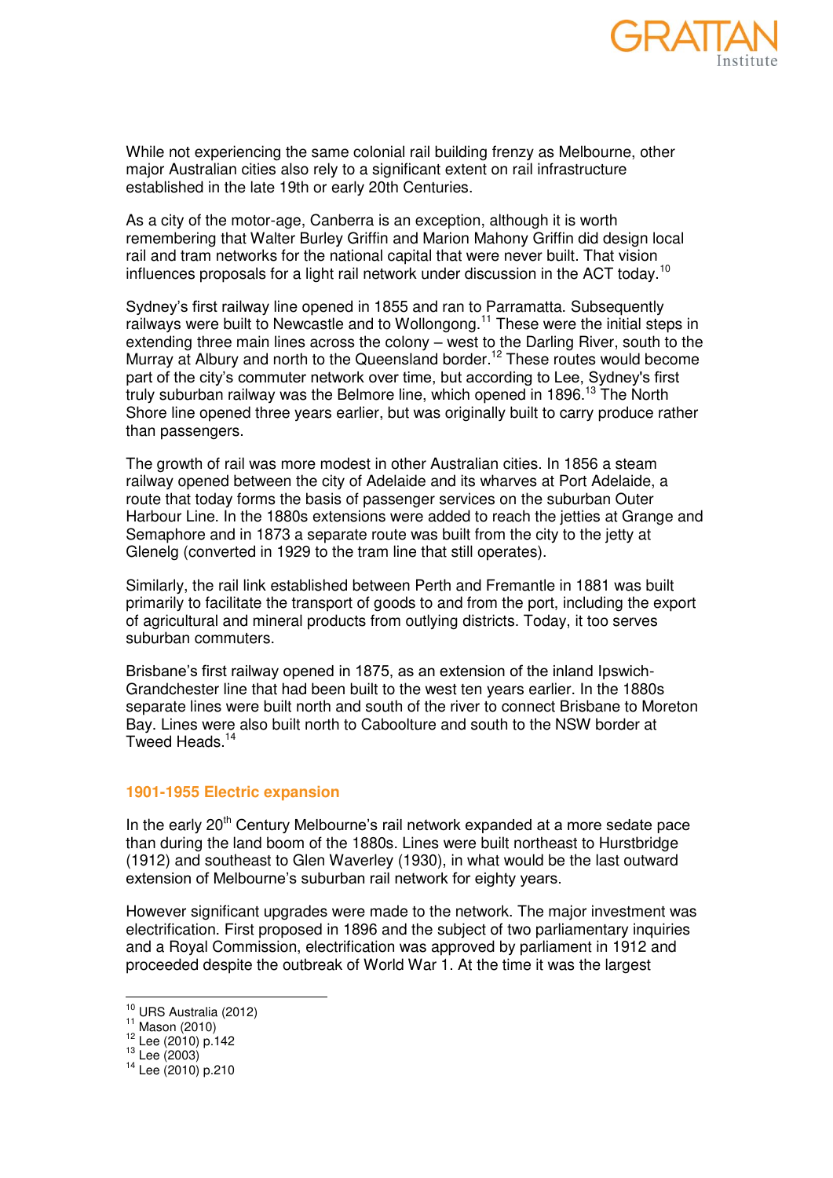While not experiencing the same colonial rail building frenzy as Melbourne, other major Australian cities also rely to a significant extent on rail infrastructure established in the late 19th or early 20th Centuries.

As a city of the motor-age, Canberra is an exception, although it is worth remembering that Walter Burley Griffin and Marion Mahony Griffin did design local rail and tram networks for the national capital that were never built. That vision influences proposals for a light rail network under discussion in the ACT today.[10]

Sydney's first railway line opened in 1855 and ran to Parramatta. Subsequently railways were built to Newcastle and to Wollongong.[11] These were the initial steps in extending three main lines across the colony – west to the Darling River, south to the Murray at Albury and north to the Queensland border.[12] These routes would become part of the city's commuter network over time, but according to Lee, Sydney's first truly suburban railway was the Belmore line, which opened in 1896.[13] The North Shore line opened three years earlier, but was originally built to carry produce rather than passengers.

The growth of rail was more modest in other Australian cities. In 1856 a steam railway opened between the city of Adelaide and its wharves at Port Adelaide, a route that today forms the basis of passenger services on the suburban Outer Harbour Line. In the 1880s extensions were added to reach the jetties at Grange and Semaphore and in 1873 a separate route was built from the city to the jetty at Glenelg (converted in 1929 to the tram line that still operates).

Similarly, the rail link established between Perth and Fremantle in 1881 was built primarily to facilitate the transport of goods to and from the port, including the export of agricultural and mineral products from outlying districts. Today, it too serves suburban commuters.

Brisbane's first railway opened in 1875, as an extension of the inland Ipswich-Grandchester line that had been built to the west ten years earlier. In the 1880s separate lines were built north and south of the river to connect Brisbane to Moreton Bay. Lines were also built north to Caboolture and south to the NSW border at Tweed Heads.[14]

### 1901-1955 Electric expansion

In the early 20th Century Melbourne's rail network expanded at a more sedate pace than during the land boom of the 1880s. Lines were built northeast to Hurstbridge (1912) and southeast to Glen Waverley (1930), in what would be the last outward extension of Melbourne's suburban rail network for eighty years.

However significant upgrades were made to the network. The major investment was electrification. First proposed in 1896 and the subject of two parliamentary inquiries and a Royal Commission, electrification was approved by parliament in 1912 and proceeded despite the outbreak of World War 1. At the time it was the largest

---

[10] URS Australia (2012)

[11] Mason (2010)

[12] Lee (2010) p.142

[13] Lee (2003)

[14] Lee (2010) p.210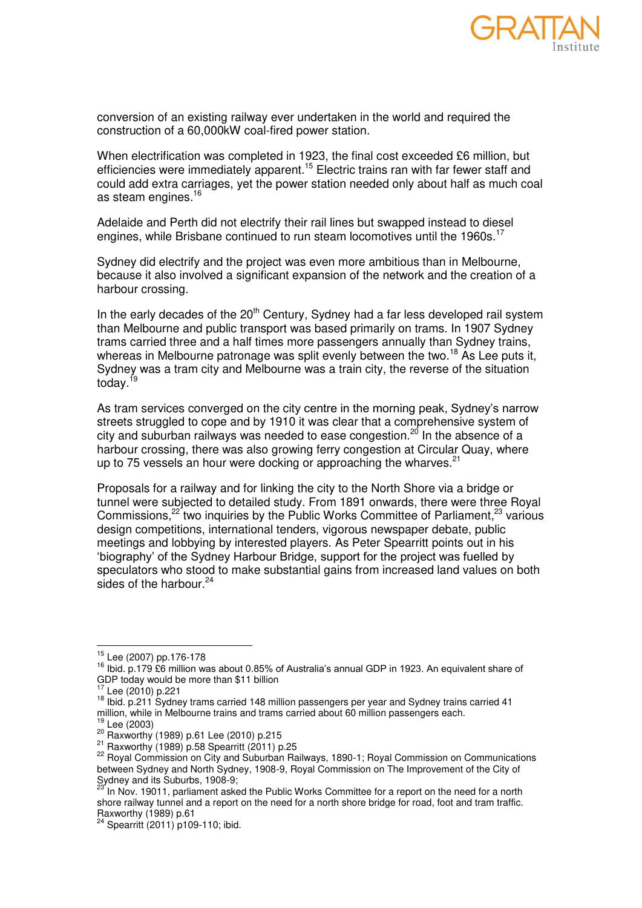conversion of an existing railway ever undertaken in the world and required the construction of a 60,000kW coal-fired power station.

When electrification was completed in 1923, the final cost exceeded £6 million, but efficiencies were immediately apparent.[15] Electric trains ran with far fewer staff and could add extra carriages, yet the power station needed only about half as much coal as steam engines.[16]

Adelaide and Perth did not electrify their rail lines but swapped instead to diesel engines, while Brisbane continued to run steam locomotives until the 1960s.[17]

Sydney did electrify and the project was even more ambitious than in Melbourne, because it also involved a significant expansion of the network and the creation of a harbour crossing.

In the early decades of the 20th Century, Sydney had a far less developed rail system than Melbourne and public transport was based primarily on trams. In 1907 Sydney trams carried three and a half times more passengers annually than Sydney trains, whereas in Melbourne patronage was split evenly between the two.[18] As Lee puts it, Sydney was a tram city and Melbourne was a train city, the reverse of the situation today.[19]

As tram services converged on the city centre in the morning peak, Sydney's narrow streets struggled to cope and by 1910 it was clear that a comprehensive system of city and suburban railways was needed to ease congestion.[20] In the absence of a harbour crossing, there was also growing ferry congestion at Circular Quay, where up to 75 vessels an hour were docking or approaching the wharves.[21]

Proposals for a railway and for linking the city to the North Shore via a bridge or tunnel were subjected to detailed study. From 1891 onwards, there were three Royal Commissions,[22] two inquiries by the Public Works Committee of Parliament,[23] various design competitions, international tenders, vigorous newspaper debate, public meetings and lobbying by interested players. As Peter Spearritt points out in his 'biography' of the Sydney Harbour Bridge, support for the project was fuelled by speculators who stood to make substantial gains from increased land values on both sides of the harbour.[24]

---

[15] Lee (2007) pp.176-178

[16] Ibid. p.179 £6 million was about 0.85% of Australia's annual GDP in 1923. An equivalent share of GDP today would be more than $11 billion

[17] Lee (2010) p.221

[18] Ibid. p.211 Sydney trams carried 148 million passengers per year and Sydney trains carried 41 million, while in Melbourne trains and trams carried about 60 million passengers each.

[19] Lee (2003)

[20] Raxworthy (1989) p.61 Lee (2010) p.215

[21] Raxworthy (1989) p.58 Spearritt (2011) p.25

[22] Royal Commission on City and Suburban Railways, 1890-1; Royal Commission on Communications between Sydney and North Sydney, 1908-9, Royal Commission on The Improvement of the City of Sydney and its Suburbs, 1908-9;

[23] In Nov. 19011, parliament asked the Public Works Committee for a report on the need for a north shore railway tunnel and a report on the need for a north shore bridge for road, foot and tram traffic. Raxworthy (1989) p.61

[24] Spearritt (2011) p109-110; ibid.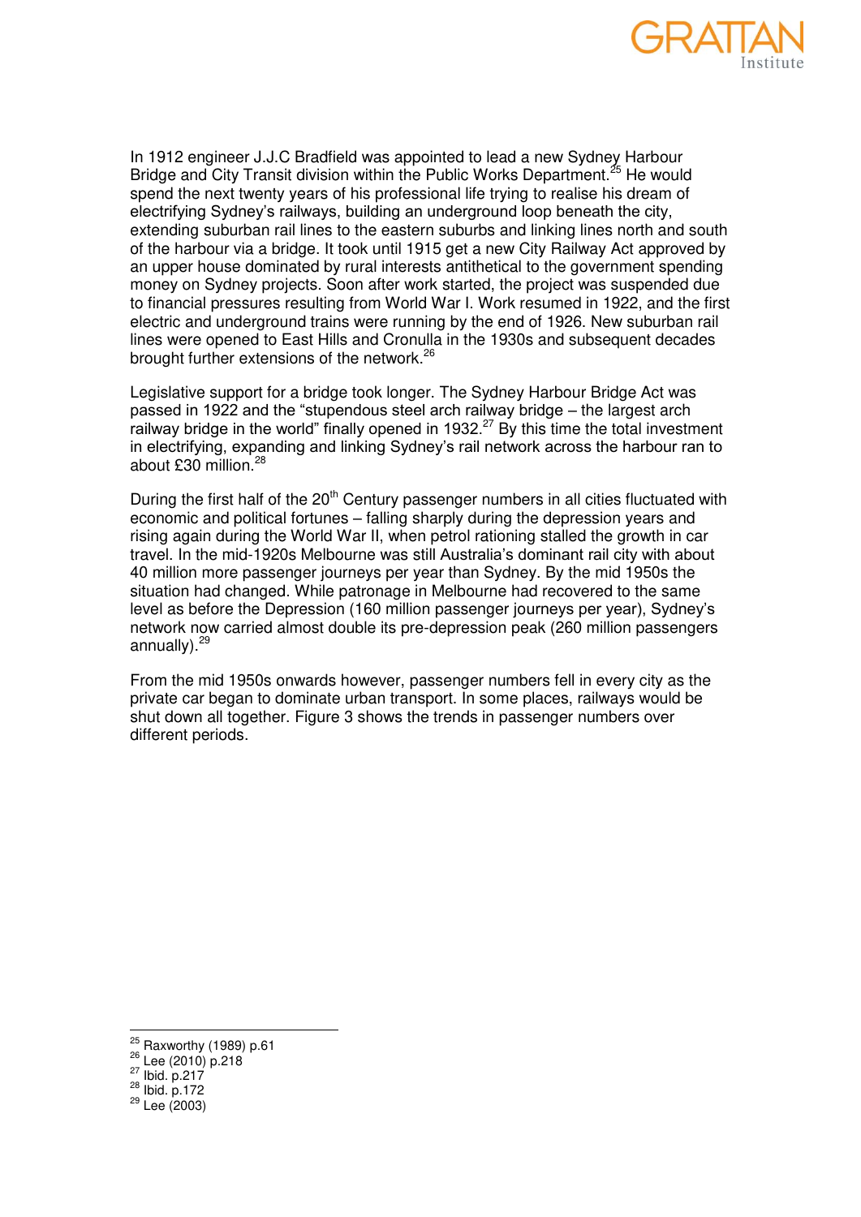In 1912 engineer J.J.C Bradfield was appointed to lead a new Sydney Harbour Bridge and City Transit division within the Public Works Department.[25] He would spend the next twenty years of his professional life trying to realise his dream of electrifying Sydney's railways, building an underground loop beneath the city, extending suburban rail lines to the eastern suburbs and linking lines north and south of the harbour via a bridge. It took until 1915 get a new City Railway Act approved by an upper house dominated by rural interests antithetical to the government spending money on Sydney projects. Soon after work started, the project was suspended due to financial pressures resulting from World War I. Work resumed in 1922, and the first electric and underground trains were running by the end of 1926. New suburban rail lines were opened to East Hills and Cronulla in the 1930s and subsequent decades brought further extensions of the network.[26]

Legislative support for a bridge took longer. The Sydney Harbour Bridge Act was passed in 1922 and the "stupendous steel arch railway bridge – the largest arch railway bridge in the world" finally opened in 1932.[27] By this time the total investment in electrifying, expanding and linking Sydney's rail network across the harbour ran to about £30 million.[28]

During the first half of the 20th Century passenger numbers in all cities fluctuated with economic and political fortunes – falling sharply during the depression years and rising again during the World War II, when petrol rationing stalled the growth in car travel. In the mid-1920s Melbourne was still Australia's dominant rail city with about 40 million more passenger journeys per year than Sydney. By the mid 1950s the situation had changed. While patronage in Melbourne had recovered to the same level as before the Depression (160 million passenger journeys per year), Sydney's network now carried almost double its pre-depression peak (260 million passengers annually).[29]

From the mid 1950s onwards however, passenger numbers fell in every city as the private car began to dominate urban transport. In some places, railways would be shut down all together. Figure 3 shows the trends in passenger numbers over different periods.

[25] Raxworthy (1989) p.61
[26] Lee (2010) p.218
[27] Ibid. p.217
[28] Ibid. p.172
[29] Lee (2003)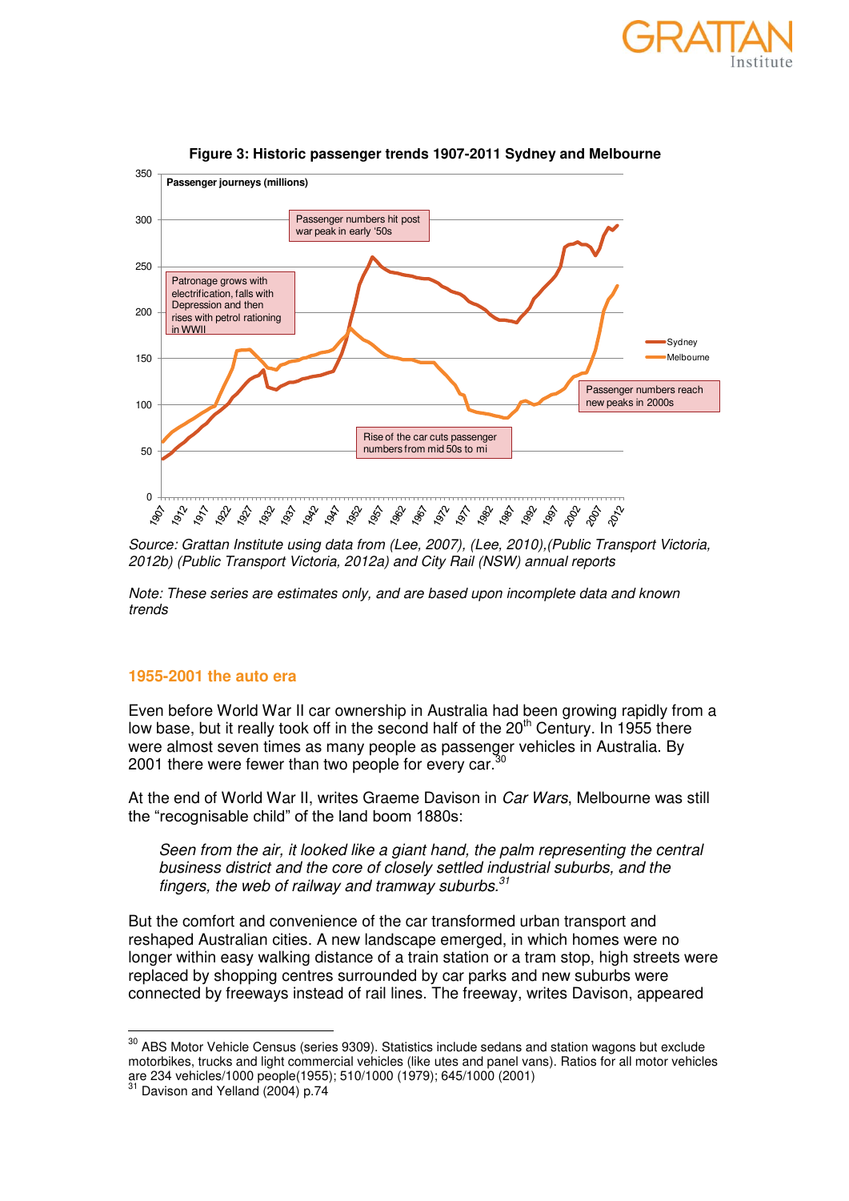**Figure 3: Historic passenger trends 1907-2011 Sydney and Melbourne**

*Source: Grattan Institute using data from (Lee, 2007), (Lee, 2010),(Public Transport Victoria, 2012b) (Public Transport Victoria, 2012a) and City Rail (NSW) annual reports*

*Note: These series are estimates only, and are based upon incomplete data and known trends*

## 1955-2001 the auto era

Even before World War II car ownership in Australia had been growing rapidly from a low base, but it really took off in the second half of the 20th Century. In 1955 there were almost seven times as many people as passenger vehicles in Australia. By 2001 there were fewer than two people for every car.[30]

At the end of World War II, writes Graeme Davison in *Car Wars*, Melbourne was still the "recognisable child" of the land boom 1880s:

> *Seen from the air, it looked like a giant hand, the palm representing the central business district and the core of closely settled industrial suburbs, and the fingers, the web of railway and tramway suburbs.*[31]

But the comfort and convenience of the car transformed urban transport and reshaped Australian cities. A new landscape emerged, in which homes were no longer within easy walking distance of a train station or a tram stop, high streets were replaced by shopping centres surrounded by car parks and new suburbs were connected by freeways instead of rail lines. The freeway, writes Davison, appeared

---

[30] ABS Motor Vehicle Census (series 9309). Statistics include sedans and station wagons but exclude motorbikes, trucks and light commercial vehicles (like utes and panel vans). Ratios for all motor vehicles are 234 vehicles/1000 people(1955); 510/1000 (1979); 645/1000 (2001)

[31] Davison and Yelland (2004) p.74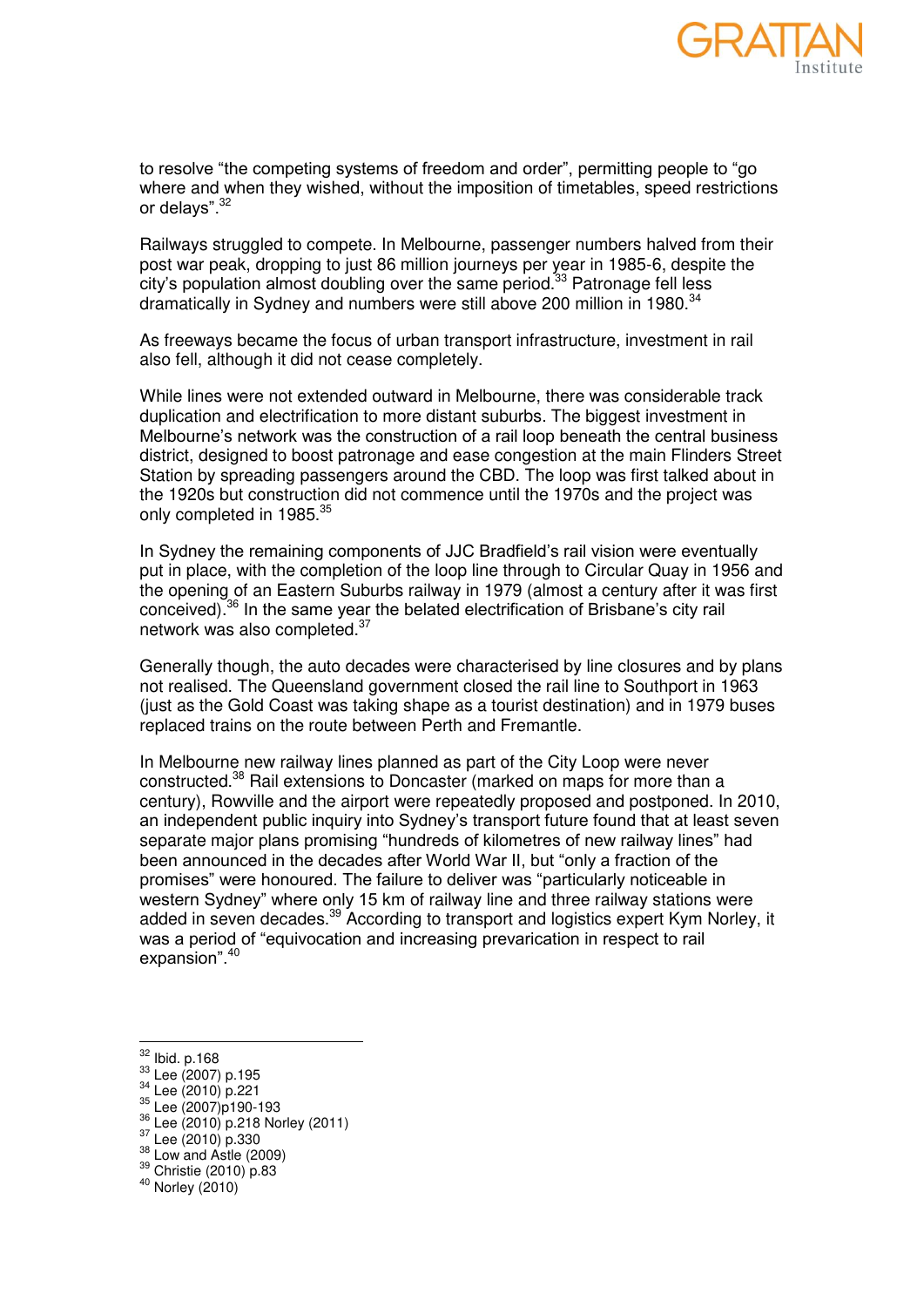to resolve "the competing systems of freedom and order", permitting people to "go where and when they wished, without the imposition of timetables, speed restrictions or delays".[32]

Railways struggled to compete. In Melbourne, passenger numbers halved from their post war peak, dropping to just 86 million journeys per year in 1985-6, despite the city's population almost doubling over the same period.[33] Patronage fell less dramatically in Sydney and numbers were still above 200 million in 1980.[34]

As freeways became the focus of urban transport infrastructure, investment in rail also fell, although it did not cease completely.

While lines were not extended outward in Melbourne, there was considerable track duplication and electrification to more distant suburbs. The biggest investment in Melbourne's network was the construction of a rail loop beneath the central business district, designed to boost patronage and ease congestion at the main Flinders Street Station by spreading passengers around the CBD. The loop was first talked about in the 1920s but construction did not commence until the 1970s and the project was only completed in 1985.[35]

In Sydney the remaining components of JJC Bradfield's rail vision were eventually put in place, with the completion of the loop line through to Circular Quay in 1956 and the opening of an Eastern Suburbs railway in 1979 (almost a century after it was first conceived).[36] In the same year the belated electrification of Brisbane's city rail network was also completed.[37]

Generally though, the auto decades were characterised by line closures and by plans not realised. The Queensland government closed the rail line to Southport in 1963 (just as the Gold Coast was taking shape as a tourist destination) and in 1979 buses replaced trains on the route between Perth and Fremantle.

In Melbourne new railway lines planned as part of the City Loop were never constructed.[38] Rail extensions to Doncaster (marked on maps for more than a century), Rowville and the airport were repeatedly proposed and postponed. In 2010, an independent public inquiry into Sydney's transport future found that at least seven separate major plans promising "hundreds of kilometres of new railway lines" had been announced in the decades after World War II, but "only a fraction of the promises" were honoured. The failure to deliver was "particularly noticeable in western Sydney" where only 15 km of railway line and three railway stations were added in seven decades.[39] According to transport and logistics expert Kym Norley, it was a period of "equivocation and increasing prevarication in respect to rail expansion".[40]

---

[32] Ibid. p.168
[33] Lee (2007) p.195
[34] Lee (2010) p.221
[35] Lee (2007)p190-193
[36] Lee (2010) p.218 Norley (2011)
[37] Lee (2010) p.330
[38] Low and Astle (2009)
[39] Christie (2010) p.83
[40] Norley (2010)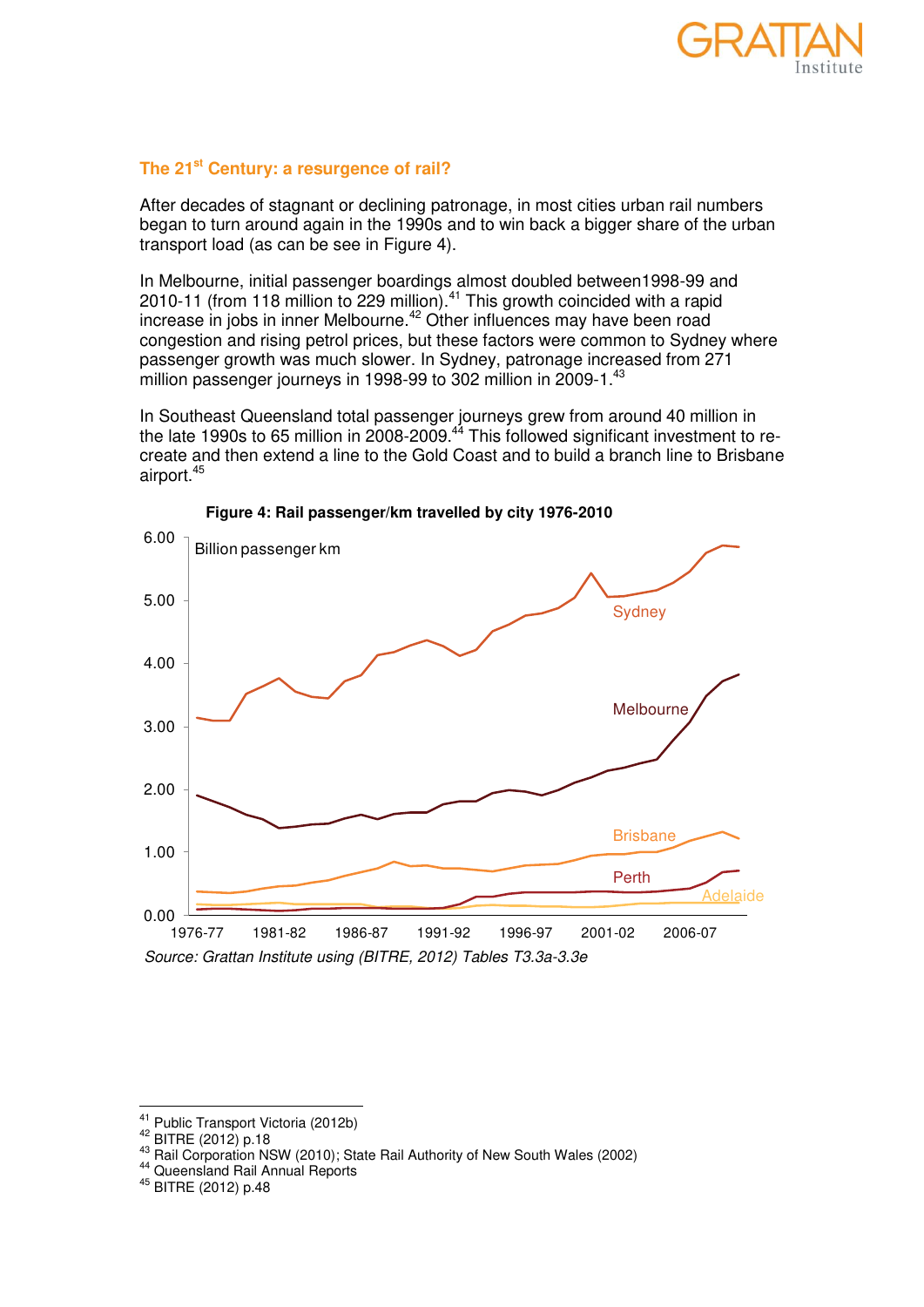## The 21st Century: a resurgence of rail?

After decades of stagnant or declining patronage, in most cities urban rail numbers began to turn around again in the 1990s and to win back a bigger share of the urban transport load (as can be see in Figure 4).

In Melbourne, initial passenger boardings almost doubled between1998-99 and 2010-11 (from 118 million to 229 million).[41] This growth coincided with a rapid increase in jobs in inner Melbourne.[42] Other influences may have been road congestion and rising petrol prices, but these factors were common to Sydney where passenger growth was much slower. In Sydney, patronage increased from 271 million passenger journeys in 1998-99 to 302 million in 2009-1.[43]

In Southeast Queensland total passenger journeys grew from around 40 million in the late 1990s to 65 million in 2008-2009.[44] This followed significant investment to re-create and then extend a line to the Gold Coast and to build a branch line to Brisbane airport.[45]

**Figure 4: Rail passenger/km travelled by city 1976-2010**

*Source: Grattan Institute using (BITRE, 2012) Tables T3.3a-3.3e*

---

[41] Public Transport Victoria (2012b)
[42] BITRE (2012) p.18
[43] Rail Corporation NSW (2010); State Rail Authority of New South Wales (2002)
[44] Queensland Rail Annual Reports
[45] BITRE (2012) p.48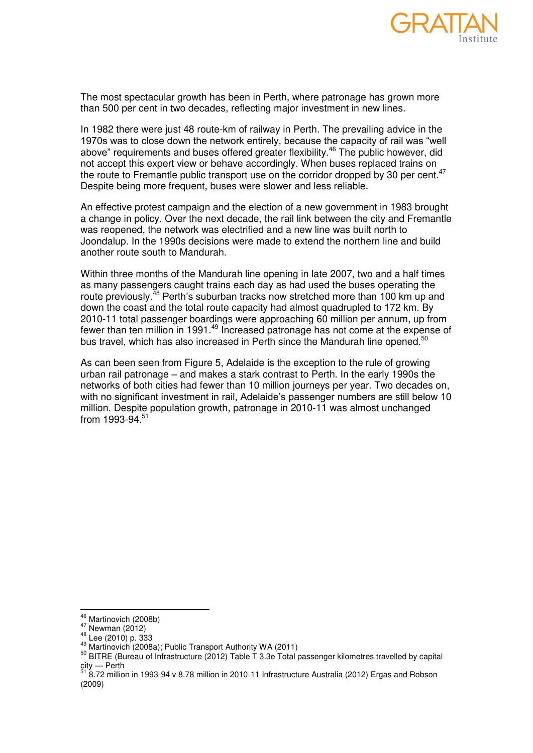The most spectacular growth has been in Perth, where patronage has grown more than 500 per cent in two decades, reflecting major investment in new lines.

In 1982 there were just 48 route-km of railway in Perth. The prevailing advice in the 1970s was to close down the network entirely, because the capacity of rail was "well above" requirements and buses offered greater flexibility.[46] The public however, did not accept this expert view or behave accordingly. When buses replaced trains on the route to Fremantle public transport use on the corridor dropped by 30 per cent.[47] Despite being more frequent, buses were slower and less reliable.

An effective protest campaign and the election of a new government in 1983 brought a change in policy. Over the next decade, the rail link between the city and Fremantle was reopened, the network was electrified and a new line was built north to Joondalup. In the 1990s decisions were made to extend the northern line and build another route south to Mandurah.

Within three months of the Mandurah line opening in late 2007, two and a half times as many passengers caught trains each day as had used the buses operating the route previously.[48] Perth's suburban tracks now stretched more than 100 km up and down the coast and the total route capacity had almost quadrupled to 172 km. By 2010-11 total passenger boardings were approaching 60 million per annum, up from fewer than ten million in 1991.[49] Increased patronage has not come at the expense of bus travel, which has also increased in Perth since the Mandurah line opened.[50]

As can been seen from Figure 5, Adelaide is the exception to the rule of growing urban rail patronage – and makes a stark contrast to Perth. In the early 1990s the networks of both cities had fewer than 10 million journeys per year. Two decades on, with no significant investment in rail, Adelaide's passenger numbers are still below 10 million. Despite population growth, patronage in 2010-11 was almost unchanged from 1993-94.[51]

---

[46] Martinovich (2008b)
[47] Newman (2012)
[48] Lee (2010) p. 333
[49] Martinovich (2008a); Public Transport Authority WA (2011)
[50] BITRE (Bureau of Infrastructure (2012) Table T 3.3e Total passenger kilometres travelled by capital city — Perth
[51] 8.72 million in 1993-94 v 8.78 million in 2010-11 Infrastructure Australia (2012) Ergas and Robson (2009)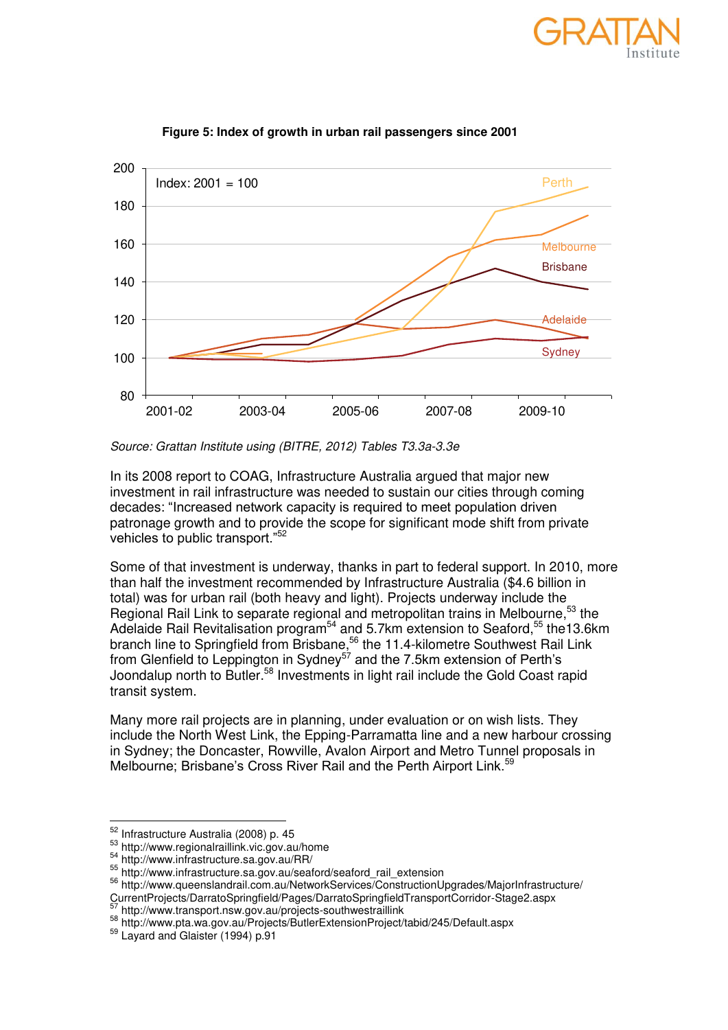**Figure 5: Index of growth in urban rail passengers since 2001**

*Source: Grattan Institute using (BITRE, 2012) Tables T3.3a-3.3e*

In its 2008 report to COAG, Infrastructure Australia argued that major new investment in rail infrastructure was needed to sustain our cities through coming decades: "Increased network capacity is required to meet population driven patronage growth and to provide the scope for significant mode shift from private vehicles to public transport."[52]

Some of that investment is underway, thanks in part to federal support. In 2010, more than half the investment recommended by Infrastructure Australia ($4.6 billion in total) was for urban rail (both heavy and light). Projects underway include the Regional Rail Link to separate regional and metropolitan trains in Melbourne,[53] the Adelaide Rail Revitalisation program[54] and 5.7km extension to Seaford,[55] the13.6km branch line to Springfield from Brisbane,[56] the 11.4-kilometre Southwest Rail Link from Glenfield to Leppington in Sydney[57] and the 7.5km extension of Perth's Joondalup north to Butler.[58] Investments in light rail include the Gold Coast rapid transit system.

Many more rail projects are in planning, under evaluation or on wish lists. They include the North West Link, the Epping-Parramatta line and a new harbour crossing in Sydney; the Doncaster, Rowville, Avalon Airport and Metro Tunnel proposals in Melbourne; Brisbane's Cross River Rail and the Perth Airport Link.[59]

---

[52] Infrastructure Australia (2008) p. 45
[53] http://www.regionalraillink.vic.gov.au/home
[54] http://www.infrastructure.sa.gov.au/RR/
[55] http://www.infrastructure.sa.gov.au/seaford/seaford_rail_extension
[56] http://www.queenslandrail.com.au/NetworkServices/ConstructionUpgrades/MajorInfrastructure/CurrentProjects/DarratoSpringfield/Pages/DarratoSpringfieldTransportCorridor-Stage2.aspx
[57] http://www.transport.nsw.gov.au/projects-southwestraillink
[58] http://www.pta.wa.gov.au/Projects/ButlerExtensionProject/tabid/245/Default.aspx
[59] Layard and Glaister (1994) p.91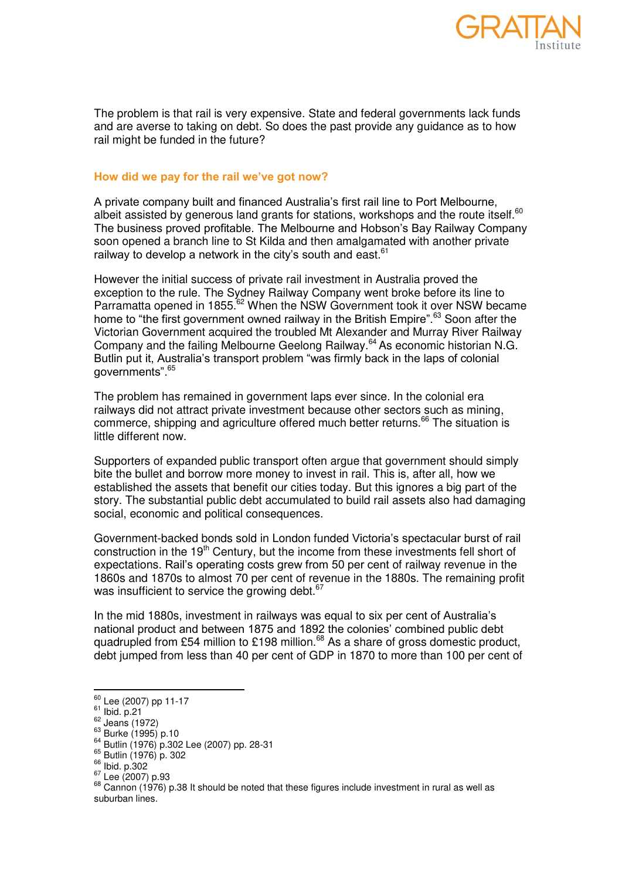The problem is that rail is very expensive. State and federal governments lack funds and are averse to taking on debt. So does the past provide any guidance as to how rail might be funded in the future?

### How did we pay for the rail we've got now?

A private company built and financed Australia's first rail line to Port Melbourne, albeit assisted by generous land grants for stations, workshops and the route itself.[60] The business proved profitable. The Melbourne and Hobson's Bay Railway Company soon opened a branch line to St Kilda and then amalgamated with another private railway to develop a network in the city's south and east.[61]

However the initial success of private rail investment in Australia proved the exception to the rule. The Sydney Railway Company went broke before its line to Parramatta opened in 1855.[62] When the NSW Government took it over NSW became home to "the first government owned railway in the British Empire".[63] Soon after the Victorian Government acquired the troubled Mt Alexander and Murray River Railway Company and the failing Melbourne Geelong Railway.[64] As economic historian N.G. Butlin put it, Australia's transport problem "was firmly back in the laps of colonial governments".[65]

The problem has remained in government laps ever since. In the colonial era railways did not attract private investment because other sectors such as mining, commerce, shipping and agriculture offered much better returns.[66] The situation is little different now.

Supporters of expanded public transport often argue that government should simply bite the bullet and borrow more money to invest in rail. This is, after all, how we established the assets that benefit our cities today. But this ignores a big part of the story. The substantial public debt accumulated to build rail assets also had damaging social, economic and political consequences.

Government-backed bonds sold in London funded Victoria's spectacular burst of rail construction in the 19th Century, but the income from these investments fell short of expectations. Rail's operating costs grew from 50 per cent of railway revenue in the 1860s and 1870s to almost 70 per cent of revenue in the 1880s. The remaining profit was insufficient to service the growing debt.[67]

In the mid 1880s, investment in railways was equal to six per cent of Australia's national product and between 1875 and 1892 the colonies' combined public debt quadrupled from £54 million to £198 million.[68] As a share of gross domestic product, debt jumped from less than 40 per cent of GDP in 1870 to more than 100 per cent of

---

[60] Lee (2007) pp 11-17
[61] Ibid. p.21
[62] Jeans (1972)
[63] Burke (1995) p.10
[64] Butlin (1976) p.302 Lee (2007) pp. 28-31
[65] Butlin (1976) p. 302
[66] Ibid. p.302
[67] Lee (2007) p.93
[68] Cannon (1976) p.38 It should be noted that these figures include investment in rural as well as suburban lines.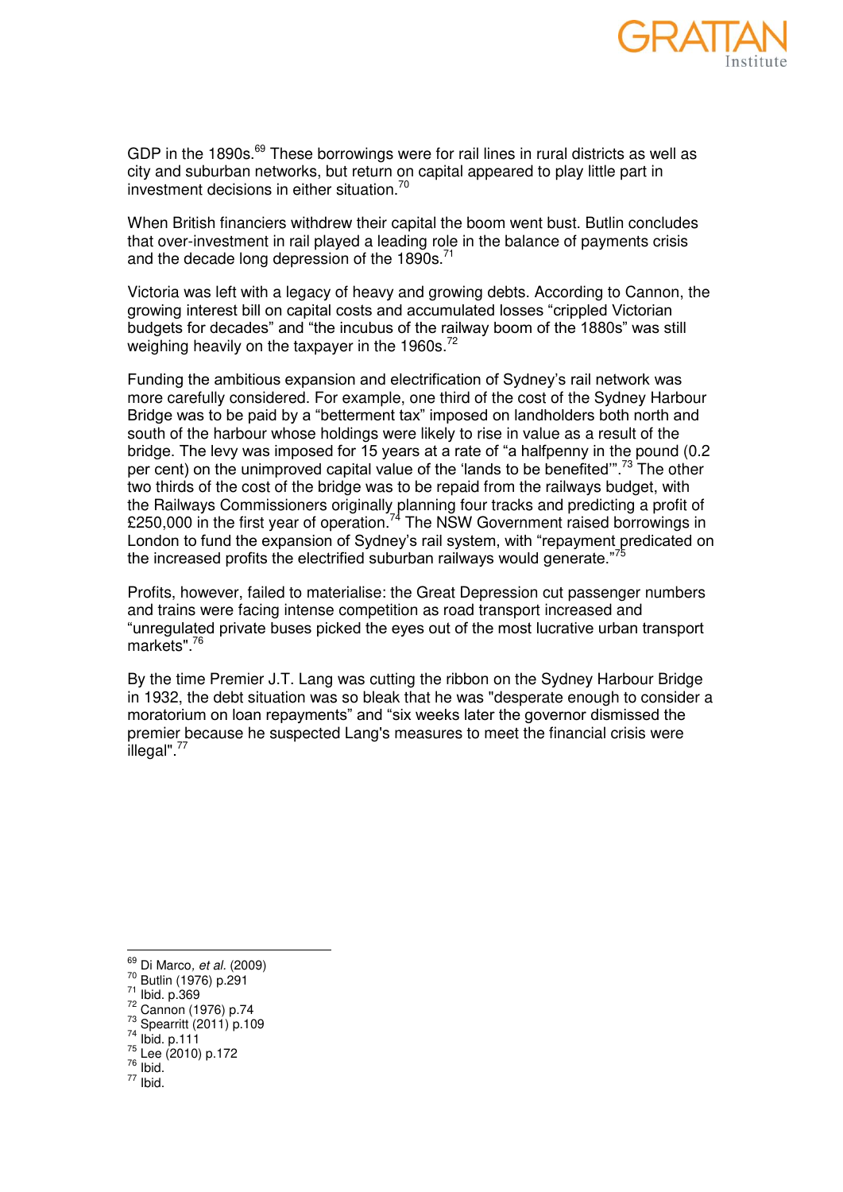GDP in the 1890s.[69] These borrowings were for rail lines in rural districts as well as city and suburban networks, but return on capital appeared to play little part in investment decisions in either situation.[70]

When British financiers withdrew their capital the boom went bust. Butlin concludes that over-investment in rail played a leading role in the balance of payments crisis and the decade long depression of the 1890s.[71]

Victoria was left with a legacy of heavy and growing debts. According to Cannon, the growing interest bill on capital costs and accumulated losses "crippled Victorian budgets for decades" and "the incubus of the railway boom of the 1880s" was still weighing heavily on the taxpayer in the 1960s.[72]

Funding the ambitious expansion and electrification of Sydney's rail network was more carefully considered. For example, one third of the cost of the Sydney Harbour Bridge was to be paid by a "betterment tax" imposed on landholders both north and south of the harbour whose holdings were likely to rise in value as a result of the bridge. The levy was imposed for 15 years at a rate of "a halfpenny in the pound (0.2 per cent) on the unimproved capital value of the 'lands to be benefited'".[73] The other two thirds of the cost of the bridge was to be repaid from the railways budget, with the Railways Commissioners originally planning four tracks and predicting a profit of £250,000 in the first year of operation.[74] The NSW Government raised borrowings in London to fund the expansion of Sydney's rail system, with "repayment predicated on the increased profits the electrified suburban railways would generate."[75]

Profits, however, failed to materialise: the Great Depression cut passenger numbers and trains were facing intense competition as road transport increased and "unregulated private buses picked the eyes out of the most lucrative urban transport markets".[76]

By the time Premier J.T. Lang was cutting the ribbon on the Sydney Harbour Bridge in 1932, the debt situation was so bleak that he was "desperate enough to consider a moratorium on loan repayments" and "six weeks later the governor dismissed the premier because he suspected Lang's measures to meet the financial crisis were illegal".[77]

---

[69] Di Marco, *et al.* (2009)
[70] Butlin (1976) p.291
[71] Ibid. p.369
[72] Cannon (1976) p.74
[73] Spearritt (2011) p.109
[74] Ibid. p.111
[75] Lee (2010) p.172
[76] Ibid.
[77] Ibid.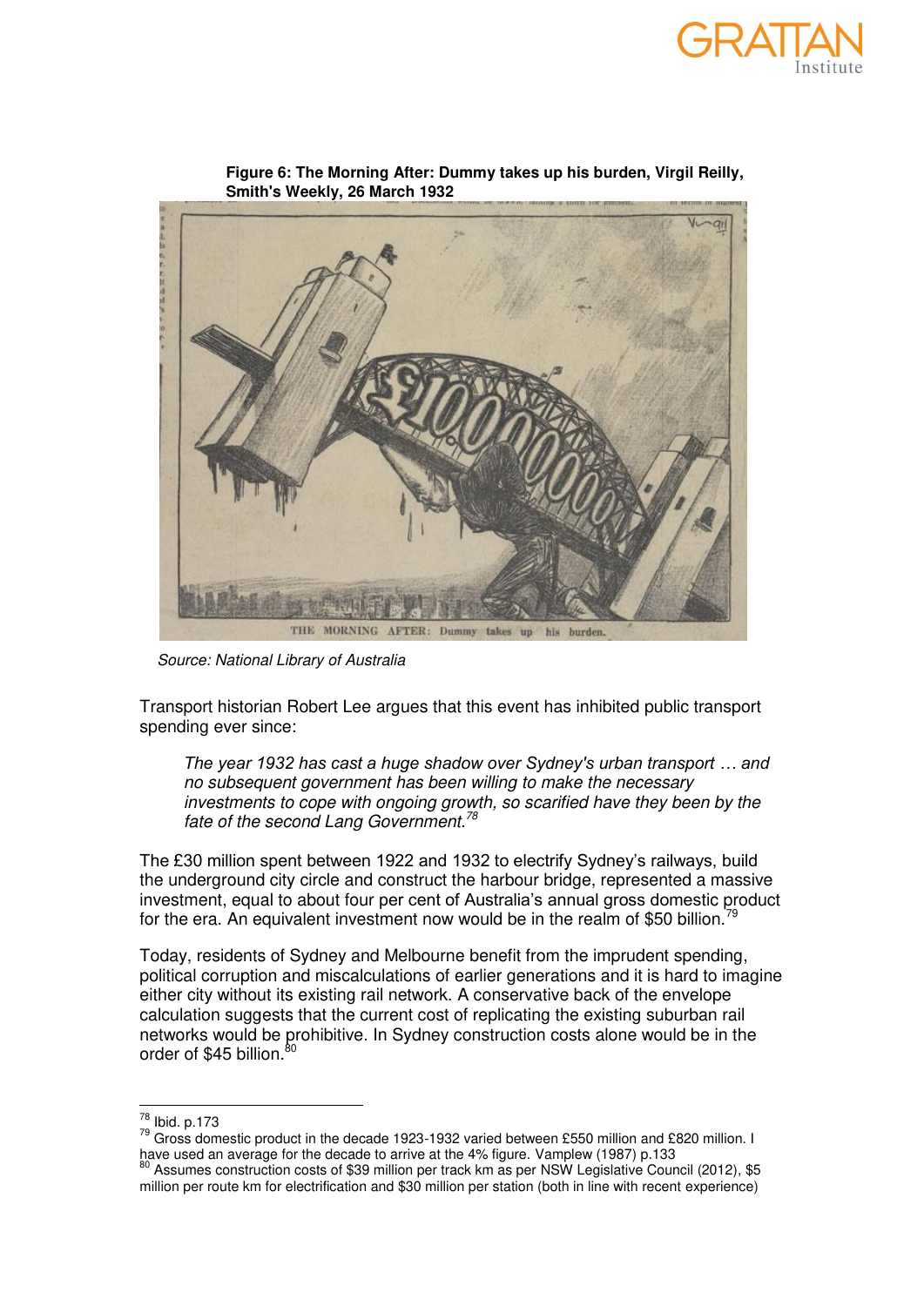**Figure 6: The Morning After: Dummy takes up his burden, Virgil Reilly, Smith's Weekly, 26 March 1932**

*Source: National Library of Australia*

Transport historian Robert Lee argues that this event has inhibited public transport spending ever since:

> *The year 1932 has cast a huge shadow over Sydney's urban transport … and no subsequent government has been willing to make the necessary investments to cope with ongoing growth, so scarified have they been by the fate of the second Lang Government.*[78]

The £30 million spent between 1922 and 1932 to electrify Sydney's railways, build the underground city circle and construct the harbour bridge, represented a massive investment, equal to about four per cent of Australia's annual gross domestic product for the era. An equivalent investment now would be in the realm of $50 billion.[79]

Today, residents of Sydney and Melbourne benefit from the imprudent spending, political corruption and miscalculations of earlier generations and it is hard to imagine either city without its existing rail network. A conservative back of the envelope calculation suggests that the current cost of replicating the existing suburban rail networks would be prohibitive. In Sydney construction costs alone would be in the order of $45 billion.[80]

---

[78] Ibid. p.173

[79] Gross domestic product in the decade 1923-1932 varied between £550 million and £820 million. I have used an average for the decade to arrive at the 4% figure. Vamplew (1987) p.133

[80] Assumes construction costs of $39 million per track km as per NSW Legislative Council (2012), $5 million per route km for electrification and $30 million per station (both in line with recent experience)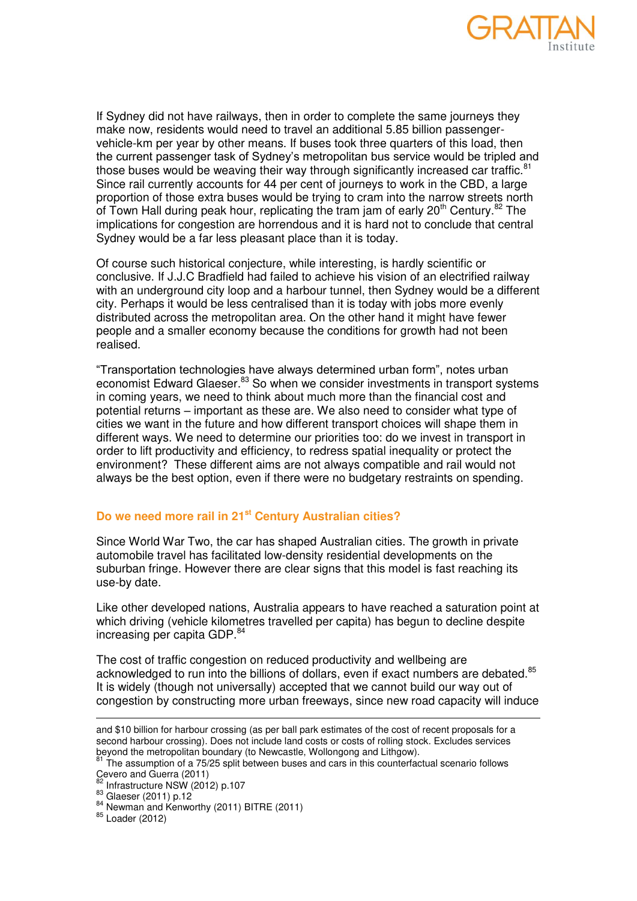If Sydney did not have railways, then in order to complete the same journeys they make now, residents would need to travel an additional 5.85 billion passenger-vehicle-km per year by other means. If buses took three quarters of this load, then the current passenger task of Sydney's metropolitan bus service would be tripled and those buses would be weaving their way through significantly increased car traffic.[81] Since rail currently accounts for 44 per cent of journeys to work in the CBD, a large proportion of those extra buses would be trying to cram into the narrow streets north of Town Hall during peak hour, replicating the tram jam of early 20th Century.[82] The implications for congestion are horrendous and it is hard not to conclude that central Sydney would be a far less pleasant place than it is today.

Of course such historical conjecture, while interesting, is hardly scientific or conclusive. If J.J.C Bradfield had failed to achieve his vision of an electrified railway with an underground city loop and a harbour tunnel, then Sydney would be a different city. Perhaps it would be less centralised than it is today with jobs more evenly distributed across the metropolitan area. On the other hand it might have fewer people and a smaller economy because the conditions for growth had not been realised.

"Transportation technologies have always determined urban form", notes urban economist Edward Glaeser.[83] So when we consider investments in transport systems in coming years, we need to think about much more than the financial cost and potential returns – important as these are. We also need to consider what type of cities we want in the future and how different transport choices will shape them in different ways. We need to determine our priorities too: do we invest in transport in order to lift productivity and efficiency, to redress spatial inequality or protect the environment? These different aims are not always compatible and rail would not always be the best option, even if there were no budgetary restraints on spending.

## Do we need more rail in 21st Century Australian cities?

Since World War Two, the car has shaped Australian cities. The growth in private automobile travel has facilitated low-density residential developments on the suburban fringe. However there are clear signs that this model is fast reaching its use-by date.

Like other developed nations, Australia appears to have reached a saturation point at which driving (vehicle kilometres travelled per capita) has begun to decline despite increasing per capita GDP.[84]

The cost of traffic congestion on reduced productivity and wellbeing are acknowledged to run into the billions of dollars, even if exact numbers are debated.[85] It is widely (though not universally) accepted that we cannot build our way out of congestion by constructing more urban freeways, since new road capacity will induce

---

and $10 billion for harbour crossing (as per ball park estimates of the cost of recent proposals for a second harbour crossing). Does not include land costs or costs of rolling stock. Excludes services beyond the metropolitan boundary (to Newcastle, Wollongong and Lithgow).

[81] The assumption of a 75/25 split between buses and cars in this counterfactual scenario follows Cevero and Guerra (2011)

[82] Infrastructure NSW (2012) p.107

[83] Glaeser (2011) p.12

[84] Newman and Kenworthy (2011) BITRE (2011)

[85] Loader (2012)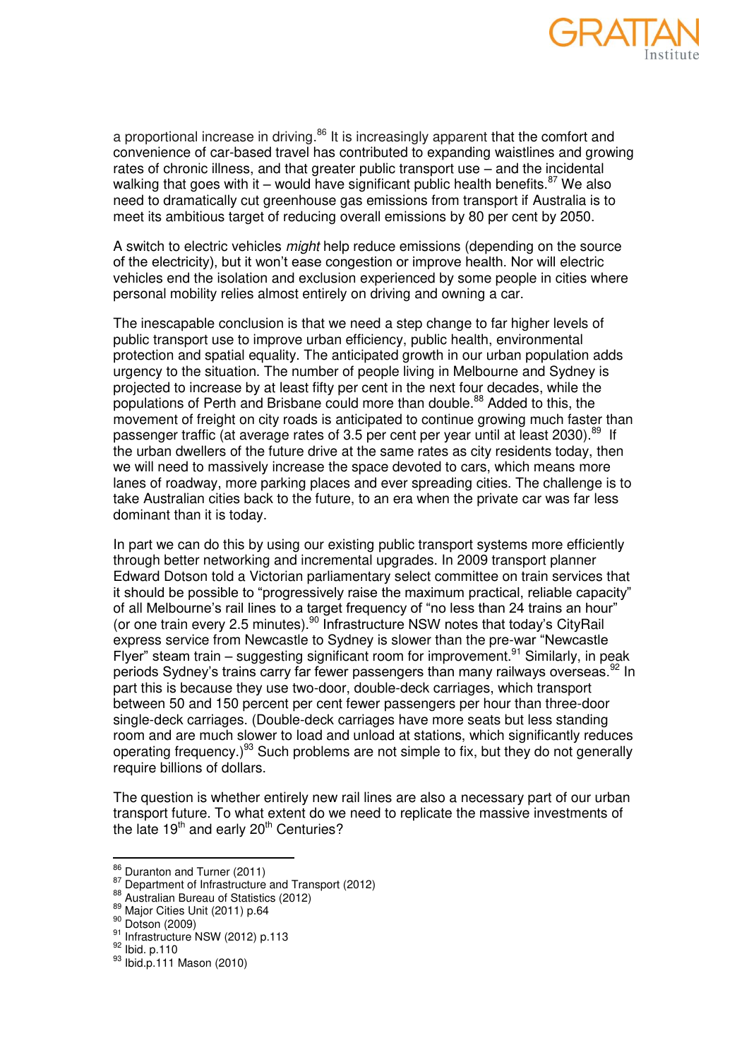a proportional increase in driving.[86] It is increasingly apparent that the comfort and convenience of car-based travel has contributed to expanding waistlines and growing rates of chronic illness, and that greater public transport use – and the incidental walking that goes with it – would have significant public health benefits.[87] We also need to dramatically cut greenhouse gas emissions from transport if Australia is to meet its ambitious target of reducing overall emissions by 80 per cent by 2050.

A switch to electric vehicles *might* help reduce emissions (depending on the source of the electricity), but it won't ease congestion or improve health. Nor will electric vehicles end the isolation and exclusion experienced by some people in cities where personal mobility relies almost entirely on driving and owning a car.

The inescapable conclusion is that we need a step change to far higher levels of public transport use to improve urban efficiency, public health, environmental protection and spatial equality. The anticipated growth in our urban population adds urgency to the situation. The number of people living in Melbourne and Sydney is projected to increase by at least fifty per cent in the next four decades, while the populations of Perth and Brisbane could more than double.[88] Added to this, the movement of freight on city roads is anticipated to continue growing much faster than passenger traffic (at average rates of 3.5 per cent per year until at least 2030).[89] If the urban dwellers of the future drive at the same rates as city residents today, then we will need to massively increase the space devoted to cars, which means more lanes of roadway, more parking places and ever spreading cities. The challenge is to take Australian cities back to the future, to an era when the private car was far less dominant than it is today.

In part we can do this by using our existing public transport systems more efficiently through better networking and incremental upgrades. In 2009 transport planner Edward Dotson told a Victorian parliamentary select committee on train services that it should be possible to "progressively raise the maximum practical, reliable capacity" of all Melbourne's rail lines to a target frequency of "no less than 24 trains an hour" (or one train every 2.5 minutes).[90] Infrastructure NSW notes that today's CityRail express service from Newcastle to Sydney is slower than the pre-war "Newcastle Flyer" steam train – suggesting significant room for improvement.[91] Similarly, in peak periods Sydney's trains carry far fewer passengers than many railways overseas.[92] In part this is because they use two-door, double-deck carriages, which transport between 50 and 150 percent per cent fewer passengers per hour than three-door single-deck carriages. (Double-deck carriages have more seats but less standing room and are much slower to load and unload at stations, which significantly reduces operating frequency.)[93] Such problems are not simple to fix, but they do not generally require billions of dollars.

The question is whether entirely new rail lines are also a necessary part of our urban transport future. To what extent do we need to replicate the massive investments of the late 19th and early 20th Centuries?

---

[86] Duranton and Turner (2011)
[87] Department of Infrastructure and Transport (2012)
[88] Australian Bureau of Statistics (2012)
[89] Major Cities Unit (2011) p.64
[90] Dotson (2009)
[91] Infrastructure NSW (2012) p.113
[92] Ibid. p.110
[93] Ibid.p.111 Mason (2010)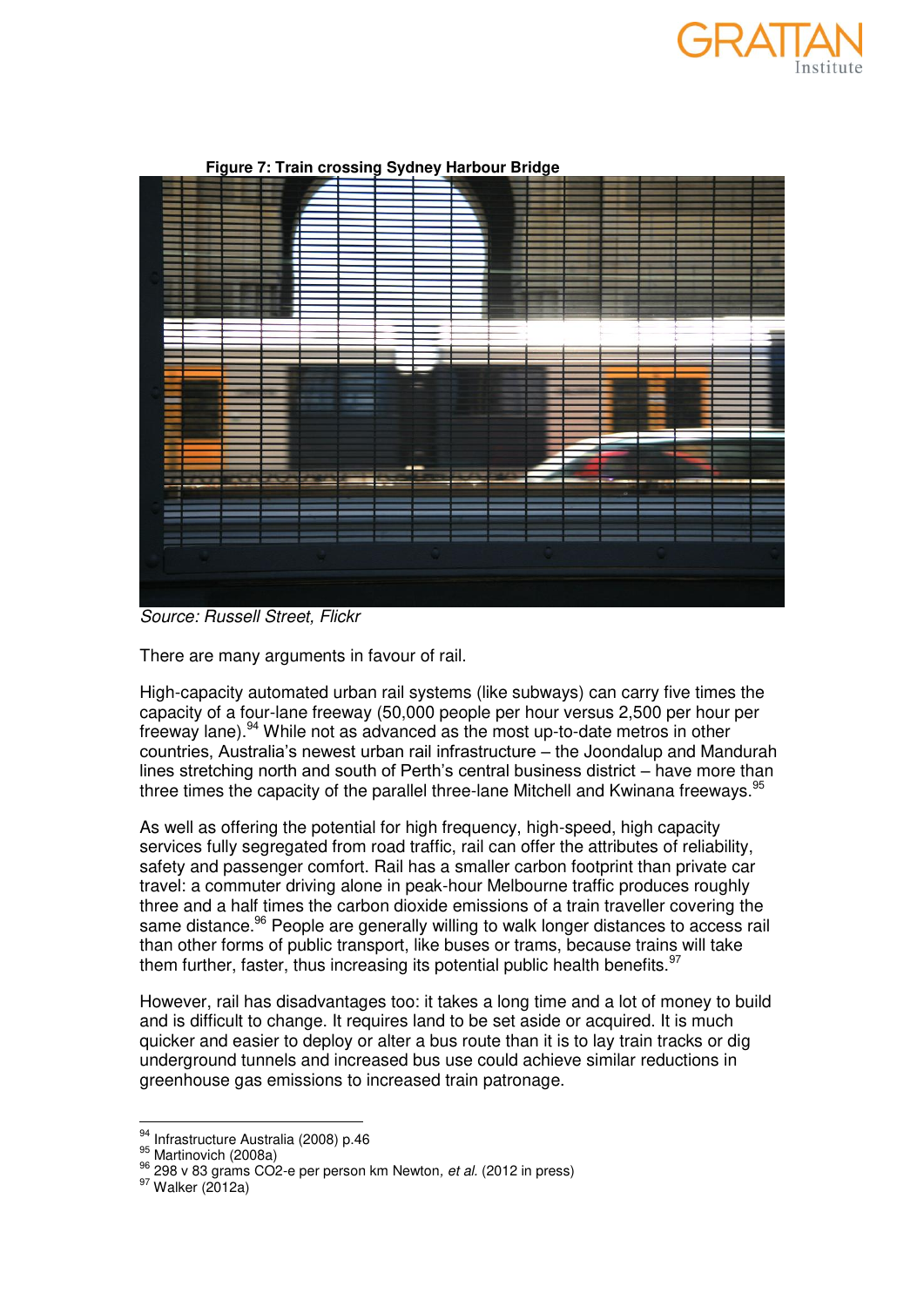**Figure 7: Train crossing Sydney Harbour Bridge**

*Source: Russell Street, Flickr*

There are many arguments in favour of rail.

High-capacity automated urban rail systems (like subways) can carry five times the capacity of a four-lane freeway (50,000 people per hour versus 2,500 per hour per freeway lane).[94] While not as advanced as the most up-to-date metros in other countries, Australia's newest urban rail infrastructure – the Joondalup and Mandurah lines stretching north and south of Perth's central business district – have more than three times the capacity of the parallel three-lane Mitchell and Kwinana freeways.[95]

As well as offering the potential for high frequency, high-speed, high capacity services fully segregated from road traffic, rail can offer the attributes of reliability, safety and passenger comfort. Rail has a smaller carbon footprint than private car travel: a commuter driving alone in peak-hour Melbourne traffic produces roughly three and a half times the carbon dioxide emissions of a train traveller covering the same distance.[96] People are generally willing to walk longer distances to access rail than other forms of public transport, like buses or trams, because trains will take them further, faster, thus increasing its potential public health benefits.[97]

However, rail has disadvantages too: it takes a long time and a lot of money to build and is difficult to change. It requires land to be set aside or acquired. It is much quicker and easier to deploy or alter a bus route than it is to lay train tracks or dig underground tunnels and increased bus use could achieve similar reductions in greenhouse gas emissions to increased train patronage.

---

[94] Infrastructure Australia (2008) p.46
[95] Martinovich (2008a)
[96] 298 v 83 grams CO2-e per person km Newton, *et al.* (2012 in press)
[97] Walker (2012a)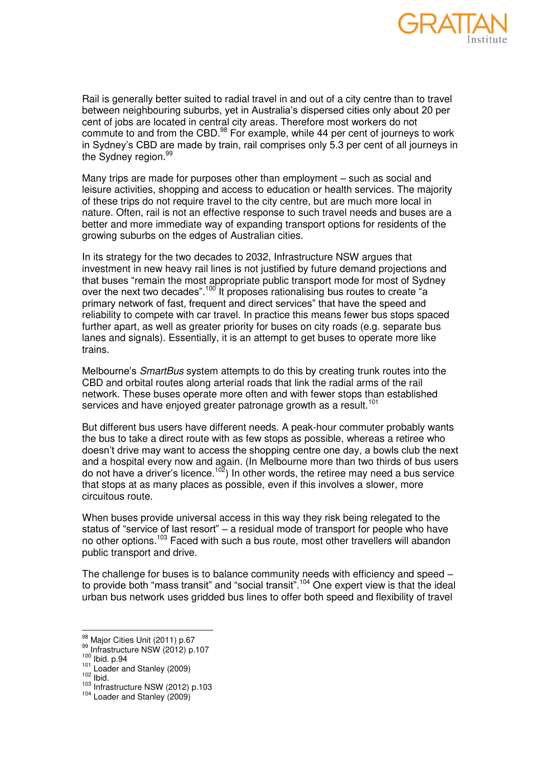Rail is generally better suited to radial travel in and out of a city centre than to travel between neighbouring suburbs, yet in Australia's dispersed cities only about 20 per cent of jobs are located in central city areas. Therefore most workers do not commute to and from the CBD.[98] For example, while 44 per cent of journeys to work in Sydney's CBD are made by train, rail comprises only 5.3 per cent of all journeys in the Sydney region.[99]

Many trips are made for purposes other than employment – such as social and leisure activities, shopping and access to education or health services. The majority of these trips do not require travel to the city centre, but are much more local in nature. Often, rail is not an effective response to such travel needs and buses are a better and more immediate way of expanding transport options for residents of the growing suburbs on the edges of Australian cities.

In its strategy for the two decades to 2032, Infrastructure NSW argues that investment in new heavy rail lines is not justified by future demand projections and that buses "remain the most appropriate public transport mode for most of Sydney over the next two decades".[100] It proposes rationalising bus routes to create "a primary network of fast, frequent and direct services" that have the speed and reliability to compete with car travel. In practice this means fewer bus stops spaced further apart, as well as greater priority for buses on city roads (e.g. separate bus lanes and signals). Essentially, it is an attempt to get buses to operate more like trains.

Melbourne's *SmartBus* system attempts to do this by creating trunk routes into the CBD and orbital routes along arterial roads that link the radial arms of the rail network. These buses operate more often and with fewer stops than established services and have enjoyed greater patronage growth as a result.[101]

But different bus users have different needs. A peak-hour commuter probably wants the bus to take a direct route with as few stops as possible, whereas a retiree who doesn't drive may want to access the shopping centre one day, a bowls club the next and a hospital every now and again. (In Melbourne more than two thirds of bus users do not have a driver's licence.[102]) In other words, the retiree may need a bus service that stops at as many places as possible, even if this involves a slower, more circuitous route.

When buses provide universal access in this way they risk being relegated to the status of "service of last resort" – a residual mode of transport for people who have no other options.[103] Faced with such a bus route, most other travellers will abandon public transport and drive.

The challenge for buses is to balance community needs with efficiency and speed – to provide both "mass transit" and "social transit".[104] One expert view is that the ideal urban bus network uses gridded bus lines to offer both speed and flexibility of travel

---

[98] Major Cities Unit (2011) p.67

[99] Infrastructure NSW (2012) p.107

[100] Ibid. p.94

[101] Loader and Stanley (2009)

[102] Ibid.

[103] Infrastructure NSW (2012) p.103

[104] Loader and Stanley (2009)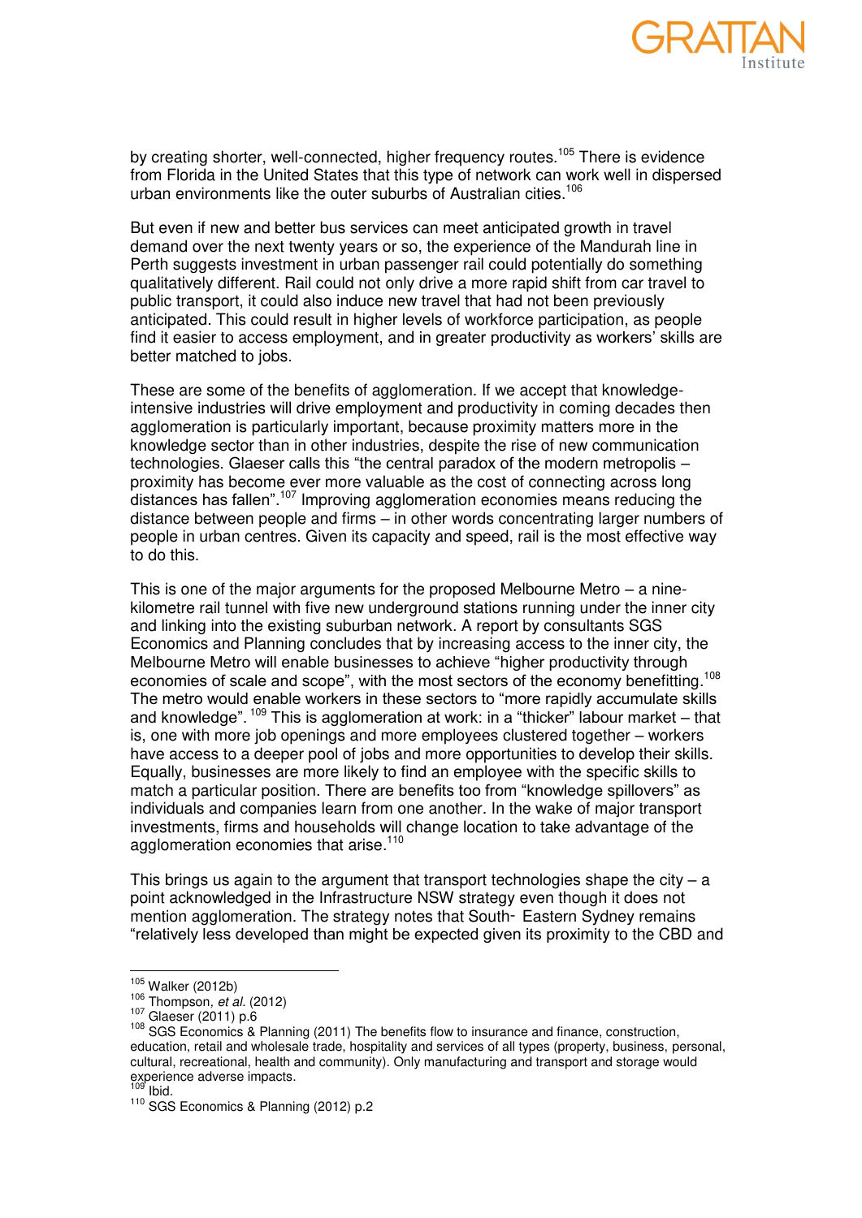by creating shorter, well-connected, higher frequency routes.[105] There is evidence from Florida in the United States that this type of network can work well in dispersed urban environments like the outer suburbs of Australian cities.[106]

But even if new and better bus services can meet anticipated growth in travel demand over the next twenty years or so, the experience of the Mandurah line in Perth suggests investment in urban passenger rail could potentially do something qualitatively different. Rail could not only drive a more rapid shift from car travel to public transport, it could also induce new travel that had not been previously anticipated. This could result in higher levels of workforce participation, as people find it easier to access employment, and in greater productivity as workers' skills are better matched to jobs.

These are some of the benefits of agglomeration. If we accept that knowledge-intensive industries will drive employment and productivity in coming decades then agglomeration is particularly important, because proximity matters more in the knowledge sector than in other industries, despite the rise of new communication technologies. Glaeser calls this "the central paradox of the modern metropolis – proximity has become ever more valuable as the cost of connecting across long distances has fallen".[107] Improving agglomeration economies means reducing the distance between people and firms – in other words concentrating larger numbers of people in urban centres. Given its capacity and speed, rail is the most effective way to do this.

This is one of the major arguments for the proposed Melbourne Metro – a nine-kilometre rail tunnel with five new underground stations running under the inner city and linking into the existing suburban network. A report by consultants SGS Economics and Planning concludes that by increasing access to the inner city, the Melbourne Metro will enable businesses to achieve "higher productivity through economies of scale and scope", with the most sectors of the economy benefitting.[108] The metro would enable workers in these sectors to "more rapidly accumulate skills and knowledge".[109] This is agglomeration at work: in a "thicker" labour market – that is, one with more job openings and more employees clustered together – workers have access to a deeper pool of jobs and more opportunities to develop their skills. Equally, businesses are more likely to find an employee with the specific skills to match a particular position. There are benefits too from "knowledge spillovers" as individuals and companies learn from one another. In the wake of major transport investments, firms and households will change location to take advantage of the agglomeration economies that arise.[110]

This brings us again to the argument that transport technologies shape the city – a point acknowledged in the Infrastructure NSW strategy even though it does not mention agglomeration. The strategy notes that South- Eastern Sydney remains "relatively less developed than might be expected given its proximity to the CBD and

---

[105] Walker (2012b)

[106] Thompson, *et al.* (2012)

[107] Glaeser (2011) p.6

[108] SGS Economics & Planning (2011) The benefits flow to insurance and finance, construction, education, retail and wholesale trade, hospitality and services of all types (property, business, personal, cultural, recreational, health and community). Only manufacturing and transport and storage would experience adverse impacts.

[109] Ibid.

[110] SGS Economics & Planning (2012) p.2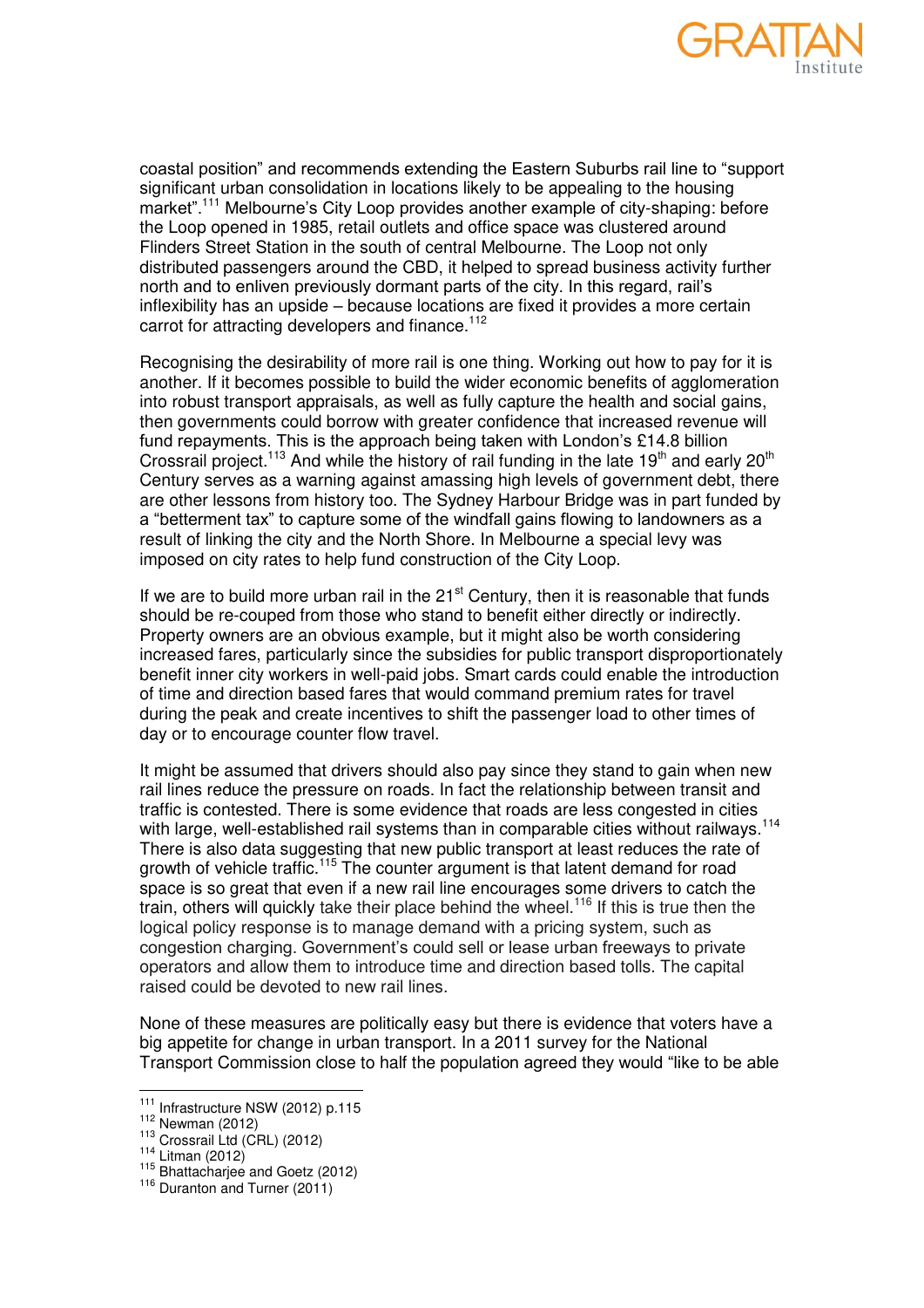coastal position" and recommends extending the Eastern Suburbs rail line to "support significant urban consolidation in locations likely to be appealing to the housing market".[111] Melbourne's City Loop provides another example of city-shaping: before the Loop opened in 1985, retail outlets and office space was clustered around Flinders Street Station in the south of central Melbourne. The Loop not only distributed passengers around the CBD, it helped to spread business activity further north and to enliven previously dormant parts of the city. In this regard, rail's inflexibility has an upside – because locations are fixed it provides a more certain carrot for attracting developers and finance.[112]

Recognising the desirability of more rail is one thing. Working out how to pay for it is another. If it becomes possible to build the wider economic benefits of agglomeration into robust transport appraisals, as well as fully capture the health and social gains, then governments could borrow with greater confidence that increased revenue will fund repayments. This is the approach being taken with London's £14.8 billion Crossrail project.[113] And while the history of rail funding in the late 19th and early 20th Century serves as a warning against amassing high levels of government debt, there are other lessons from history too. The Sydney Harbour Bridge was in part funded by a "betterment tax" to capture some of the windfall gains flowing to landowners as a result of linking the city and the North Shore. In Melbourne a special levy was imposed on city rates to help fund construction of the City Loop.

If we are to build more urban rail in the 21st Century, then it is reasonable that funds should be re-couped from those who stand to benefit either directly or indirectly. Property owners are an obvious example, but it might also be worth considering increased fares, particularly since the subsidies for public transport disproportionately benefit inner city workers in well-paid jobs. Smart cards could enable the introduction of time and direction based fares that would command premium rates for travel during the peak and create incentives to shift the passenger load to other times of day or to encourage counter flow travel.

It might be assumed that drivers should also pay since they stand to gain when new rail lines reduce the pressure on roads. In fact the relationship between transit and traffic is contested. There is some evidence that roads are less congested in cities with large, well-established rail systems than in comparable cities without railways.[114] There is also data suggesting that new public transport at least reduces the rate of growth of vehicle traffic.[115] The counter argument is that latent demand for road space is so great that even if a new rail line encourages some drivers to catch the train, others will quickly take their place behind the wheel.[116] If this is true then the logical policy response is to manage demand with a pricing system, such as congestion charging. Government's could sell or lease urban freeways to private operators and allow them to introduce time and direction based tolls. The capital raised could be devoted to new rail lines.

None of these measures are politically easy but there is evidence that voters have a big appetite for change in urban transport. In a 2011 survey for the National Transport Commission close to half the population agreed they would "like to be able

---

[111] Infrastructure NSW (2012) p.115

[112] Newman (2012)

[113] Crossrail Ltd (CRL) (2012)

[114] Litman (2012)

[115] Bhattacharjee and Goetz (2012)

[116] Duranton and Turner (2011)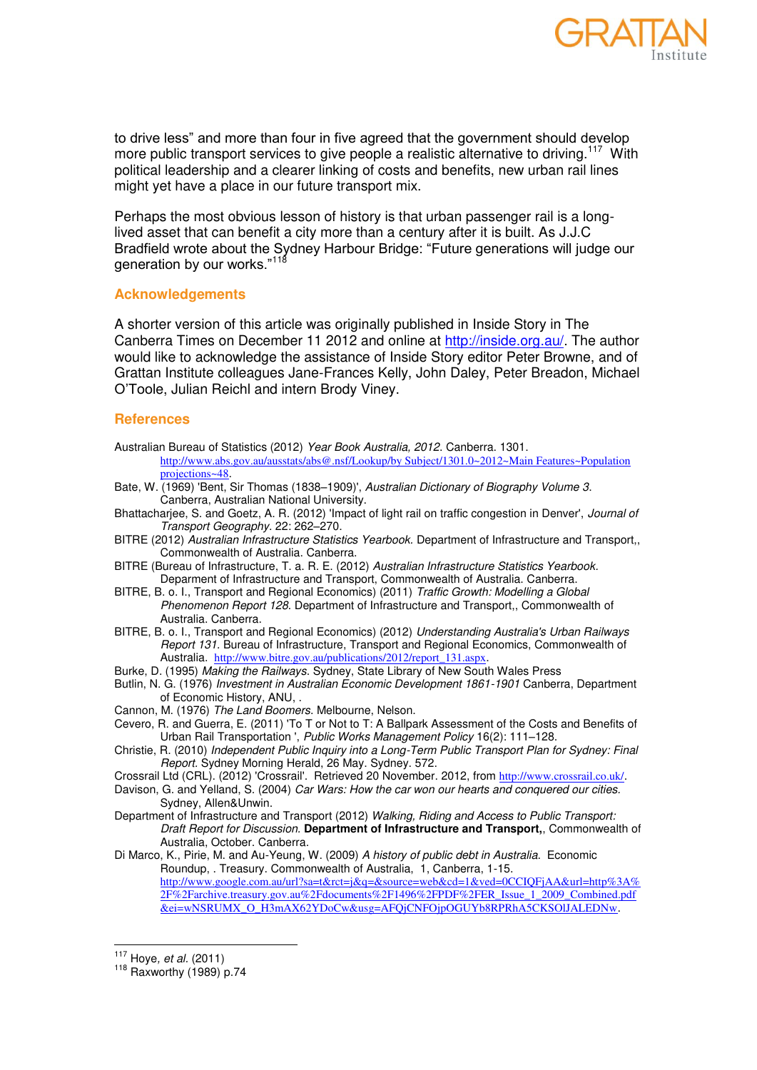to drive less" and more than four in five agreed that the government should develop more public transport services to give people a realistic alternative to driving.[117] With political leadership and a clearer linking of costs and benefits, new urban rail lines might yet have a place in our future transport mix.

Perhaps the most obvious lesson of history is that urban passenger rail is a long-lived asset that can benefit a city more than a century after it is built. As J.J.C Bradfield wrote about the Sydney Harbour Bridge: "Future generations will judge our generation by our works."[118]

## Acknowledgements

A shorter version of this article was originally published in Inside Story in The Canberra Times on December 11 2012 and online at http://inside.org.au/. The author would like to acknowledge the assistance of Inside Story editor Peter Browne, and of Grattan Institute colleagues Jane-Frances Kelly, John Daley, Peter Breadon, Michael O'Toole, Julian Reichl and intern Brody Viney.

## References

Australian Bureau of Statistics (2012) *Year Book Australia, 2012*. Canberra. 1301. http://www.abs.gov.au/ausstats/abs@.nsf/Lookup/by Subject/1301.0~2012~Main Features~Population projections~48.

Bate, W. (1969) 'Bent, Sir Thomas (1838–1909)', *Australian Dictionary of Biography Volume 3*. Canberra, Australian National University.

Bhattacharjee, S. and Goetz, A. R. (2012) 'Impact of light rail on traffic congestion in Denver', *Journal of Transport Geography*. 22: 262–270.

BITRE (2012) *Australian Infrastructure Statistics Yearbook*. Department of Infrastructure and Transport,, Commonwealth of Australia. Canberra.

BITRE (Bureau of Infrastructure, T. a. R. E. (2012) *Australian Infrastructure Statistics Yearbook*. Deparment of Infrastructure and Transport, Commonwealth of Australia. Canberra.

BITRE, B. o. I., Transport and Regional Economics) (2011) *Traffic Growth: Modelling a Global Phenomenon Report 128*. Department of Infrastructure and Transport,, Commonwealth of Australia. Canberra.

BITRE, B. o. I., Transport and Regional Economics) (2012) *Understanding Australia's Urban Railways Report 131*. Bureau of Infrastructure, Transport and Regional Economics, Commonwealth of Australia. http://www.bitre.gov.au/publications/2012/report_131.aspx.

Burke, D. (1995) *Making the Railways*. Sydney, State Library of New South Wales Press

Butlin, N. G. (1976) *Investment in Australian Economic Development 1861-1901* Canberra, Department of Economic History, ANU, .

Cannon, M. (1976) *The Land Boomers*. Melbourne, Nelson.

Cevero, R. and Guerra, E. (2011) 'To T or Not to T: A Ballpark Assessment of the Costs and Benefits of Urban Rail Transportation ', *Public Works Management Policy* 16(2): 111–128.

Christie, R. (2010) *Independent Public Inquiry into a Long-Term Public Transport Plan for Sydney: Final Report*. Sydney Morning Herald, 26 May. Sydney. 572.

Crossrail Ltd (CRL). (2012) 'Crossrail'. Retrieved 20 November. 2012, from http://www.crossrail.co.uk/.

Davison, G. and Yelland, S. (2004) *Car Wars: How the car won our hearts and conquered our cities*. Sydney, Allen&Unwin.

Department of Infrastructure and Transport (2012) *Walking, Riding and Access to Public Transport: Draft Report for Discussion*. **Department of Infrastructure and Transport,**, Commonwealth of Australia, October. Canberra.

Di Marco, K., Pirie, M. and Au-Yeung, W. (2009) *A history of public debt in Australia*. Economic Roundup, . Treasury. Commonwealth of Australia, 1, Canberra, 1-15. http://www.google.com.au/url?sa=t&rct=j&q=&source=web&cd=1&ved=0CCIQFjAA&url=http%3A%2F%2Farchive.treasury.gov.au%2Fdocuments%2F1496%2FPDF%2FER_Issue_1_2009_Combined.pdf&ei=wNSRUMX_O_H3mAX62YDoCw&usg=AFQjCNFOjpOGUYb8RPRhA5CKSOlJALEDNw.

---

[117] Hoye, *et al.* (2011)

[118] Raxworthy (1989) p.74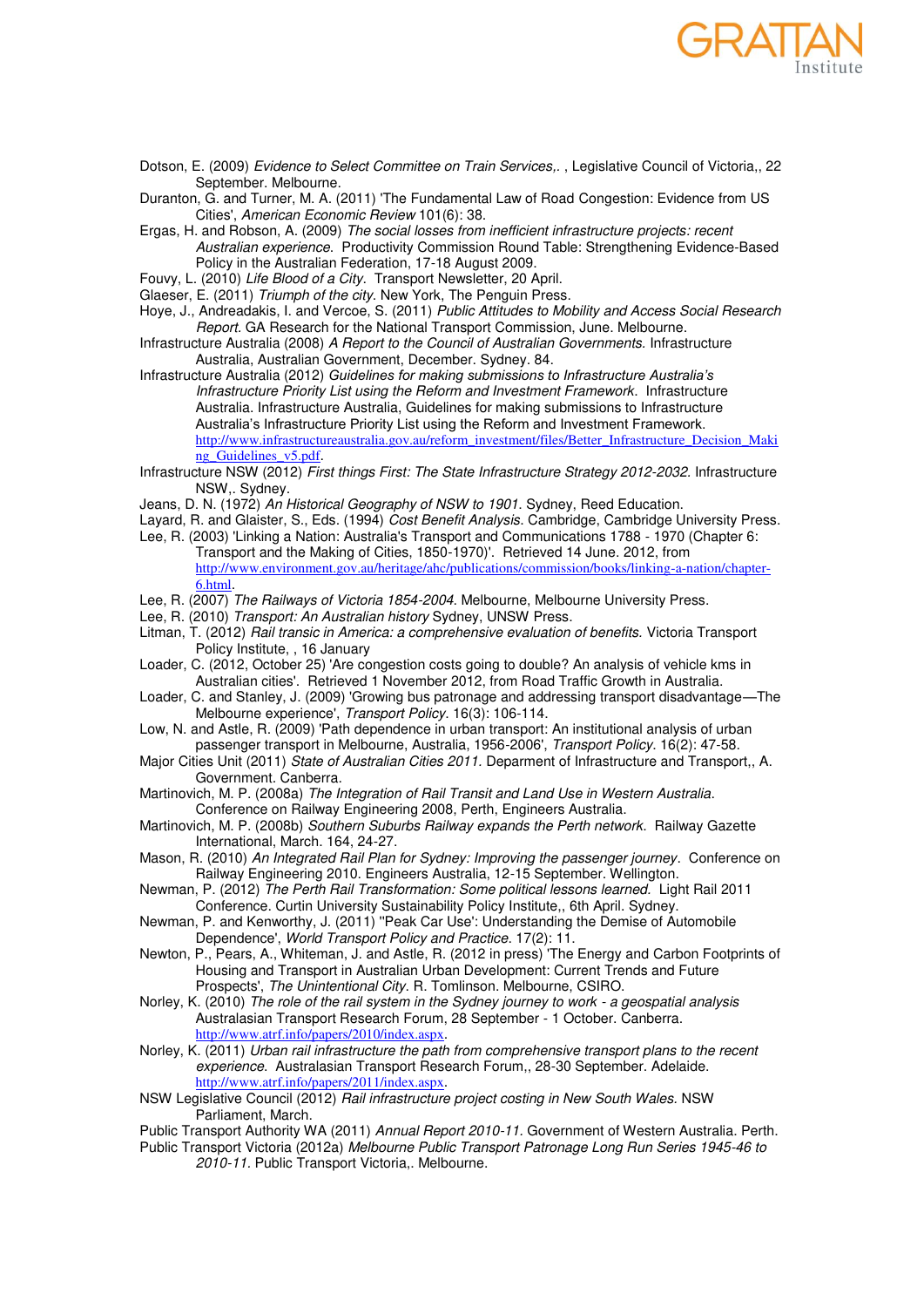Dotson, E. (2009) *Evidence to Select Committee on Train Services,.* , Legislative Council of Victoria,, 22 September. Melbourne.

Duranton, G. and Turner, M. A. (2011) 'The Fundamental Law of Road Congestion: Evidence from US Cities', *American Economic Review* 101(6): 38.

Ergas, H. and Robson, A. (2009) *The social losses from inefficient infrastructure projects: recent Australian experience.* Productivity Commission Round Table: Strengthening Evidence-Based Policy in the Australian Federation, 17-18 August 2009.

Fouvy, L. (2010) *Life Blood of a City.* Transport Newsletter, 20 April.

Glaeser, E. (2011) *Triumph of the city.* New York, The Penguin Press.

Hoye, J., Andreadakis, I. and Vercoe, S. (2011) *Public Attitudes to Mobility and Access Social Research Report.* GA Research for the National Transport Commission, June. Melbourne.

Infrastructure Australia (2008) *A Report to the Council of Australian Governments.* Infrastructure Australia, Australian Government, December. Sydney. 84.

Infrastructure Australia (2012) *Guidelines for making submissions to Infrastructure Australia's Infrastructure Priority List using the Reform and Investment Framework.* Infrastructure Australia. Infrastructure Australia, Guidelines for making submissions to Infrastructure Australia's Infrastructure Priority List using the Reform and Investment Framework. http://www.infrastructureaustralia.gov.au/reform_investment/files/Better_Infrastructure_Decision_Making_Guidelines_v5.pdf.

Infrastructure NSW (2012) *First things First: The State Infrastructure Strategy 2012-2032.* Infrastructure NSW,. Sydney.

Jeans, D. N. (1972) *An Historical Geography of NSW to 1901.* Sydney, Reed Education.

Layard, R. and Glaister, S., Eds. (1994) *Cost Benefit Analysis.* Cambridge, Cambridge University Press.

Lee, R. (2003) 'Linking a Nation: Australia's Transport and Communications 1788 - 1970 (Chapter 6: Transport and the Making of Cities, 1850-1970)'. Retrieved 14 June. 2012, from http://www.environment.gov.au/heritage/ahc/publications/commission/books/linking-a-nation/chapter-6.html.

Lee, R. (2007) *The Railways of Victoria 1854-2004.* Melbourne, Melbourne University Press.

Lee, R. (2010) *Transport: An Australian history* Sydney, UNSW Press.

Litman, T. (2012) *Rail transic in America: a comprehensive evaluation of benefits.* Victoria Transport Policy Institute, , 16 January

Loader, C. (2012, October 25) 'Are congestion costs going to double? An analysis of vehicle kms in Australian cities'. Retrieved 1 November 2012, from Road Traffic Growth in Australia.

Loader, C. and Stanley, J. (2009) 'Growing bus patronage and addressing transport disadvantage—The Melbourne experience', *Transport Policy.* 16(3): 106-114.

Low, N. and Astle, R. (2009) 'Path dependence in urban transport: An institutional analysis of urban passenger transport in Melbourne, Australia, 1956-2006', *Transport Policy.* 16(2): 47-58.

Major Cities Unit (2011) *State of Australian Cities 2011.* Deparment of Infrastructure and Transport,, A. Government. Canberra.

Martinovich, M. P. (2008a) *The Integration of Rail Transit and Land Use in Western Australia.* Conference on Railway Engineering 2008, Perth, Engineers Australia.

Martinovich, M. P. (2008b) *Southern Suburbs Railway expands the Perth network.* Railway Gazette International, March. 164, 24-27.

Mason, R. (2010) *An Integrated Rail Plan for Sydney: Improving the passenger journey.* Conference on Railway Engineering 2010. Engineers Australia, 12-15 September. Wellington.

Newman, P. (2012) *The Perth Rail Transformation: Some political lessons learned.* Light Rail 2011 Conference. Curtin University Sustainability Policy Institute,, 6th April. Sydney.

Newman, P. and Kenworthy, J. (2011) ''Peak Car Use': Understanding the Demise of Automobile Dependence', *World Transport Policy and Practice.* 17(2): 11.

Newton, P., Pears, A., Whiteman, J. and Astle, R. (2012 in press) 'The Energy and Carbon Footprints of Housing and Transport in Australian Urban Development: Current Trends and Future Prospects', *The Unintentional City.* R. Tomlinson. Melbourne, CSIRO.

Norley, K. (2010) *The role of the rail system in the Sydney journey to work - a geospatial analysis* Australasian Transport Research Forum, 28 September - 1 October. Canberra. http://www.atrf.info/papers/2010/index.aspx.

Norley, K. (2011) *Urban rail infrastructure the path from comprehensive transport plans to the recent experience.* Australasian Transport Research Forum,, 28-30 September. Adelaide. http://www.atrf.info/papers/2011/index.aspx.

NSW Legislative Council (2012) *Rail infrastructure project costing in New South Wales.* NSW Parliament, March.

Public Transport Authority WA (2011) *Annual Report 2010-11.* Government of Western Australia. Perth.

Public Transport Victoria (2012a) *Melbourne Public Transport Patronage Long Run Series 1945-46 to 2010-11.* Public Transport Victoria,. Melbourne.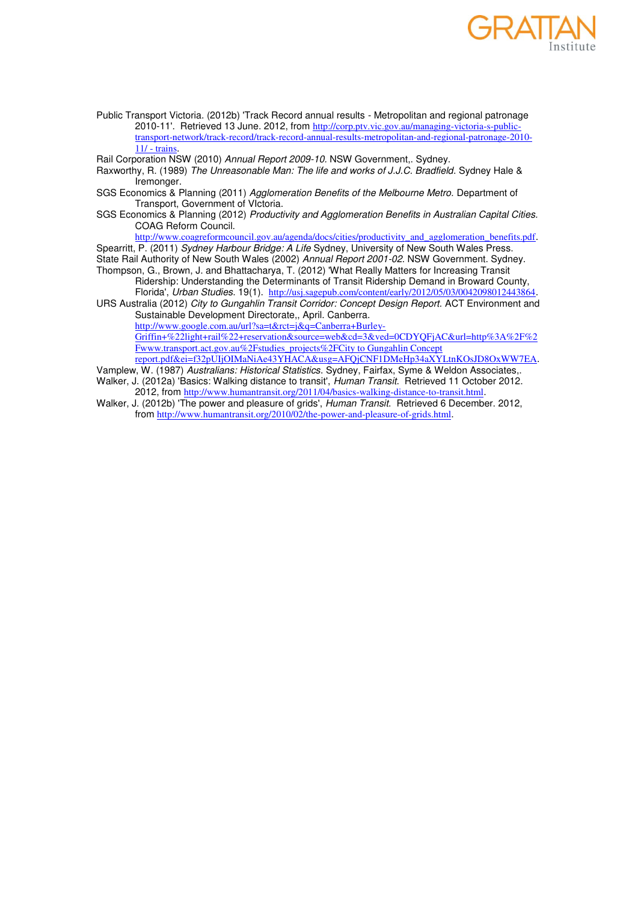Public Transport Victoria. (2012b) 'Track Record annual results - Metropolitan and regional patronage 2010-11'. Retrieved 13 June. 2012, from http://corp.ptv.vic.gov.au/managing-victoria-s-public-transport-network/track-record/track-record-annual-results-metropolitan-and-regional-patronage-2010-11/ - trains.

Rail Corporation NSW (2010) *Annual Report 2009-10.* NSW Government,. Sydney.

Raxworthy, R. (1989) *The Unreasonable Man: The life and works of J.J.C. Bradfield.* Sydney Hale & Iremonger.

SGS Economics & Planning (2011) *Agglomeration Benefits of the Melbourne Metro.* Department of Transport, Government of VIctoria.

SGS Economics & Planning (2012) *Productivity and Agglomeration Benefits in Australian Capital Cities.* COAG Reform Council. http://www.coagreformcouncil.gov.au/agenda/docs/cities/productivity_and_agglomeration_benefits.pdf.

Spearritt, P. (2011) *Sydney Harbour Bridge: A Life* Sydney, University of New South Wales Press.

State Rail Authority of New South Wales (2002) *Annual Report 2001-02.* NSW Government. Sydney.

Thompson, G., Brown, J. and Bhattacharya, T. (2012) 'What Really Matters for Increasing Transit Ridership: Understanding the Determinants of Transit Ridership Demand in Broward County, Florida', *Urban Studies.* 19(1). http://usj.sagepub.com/content/early/2012/05/03/0042098012443864.

URS Australia (2012) *City to Gungahlin Transit Corridor: Concept Design Report.* ACT Environment and Sustainable Development Directorate,, April. Canberra. http://www.google.com.au/url?sa=t&rct=j&q=Canberra+Burley-Griffin+%22light+rail%22+reservation&source=web&cd=3&ved=0CDYQFjAC&url=http%3A%2F%2Fwww.transport.act.gov.au%2Fstudies_projects%2FCity to Gungahlin Concept report.pdf&ei=f32pUIjOIMaNiAe43YHACA&usg=AFQjCNF1DMeHp34aXYLtnKOsJD8OxWW7EA.

Vamplew, W. (1987) *Australians: Historical Statistics.* Sydney, Fairfax, Syme & Weldon Associates,.

Walker, J. (2012a) 'Basics: Walking distance to transit', *Human Transit.* Retrieved 11 October 2012. 2012, from http://www.humantransit.org/2011/04/basics-walking-distance-to-transit.html.

Walker, J. (2012b) 'The power and pleasure of grids', *Human Transit.* Retrieved 6 December. 2012, from http://www.humantransit.org/2010/02/the-power-and-pleasure-of-grids.html.